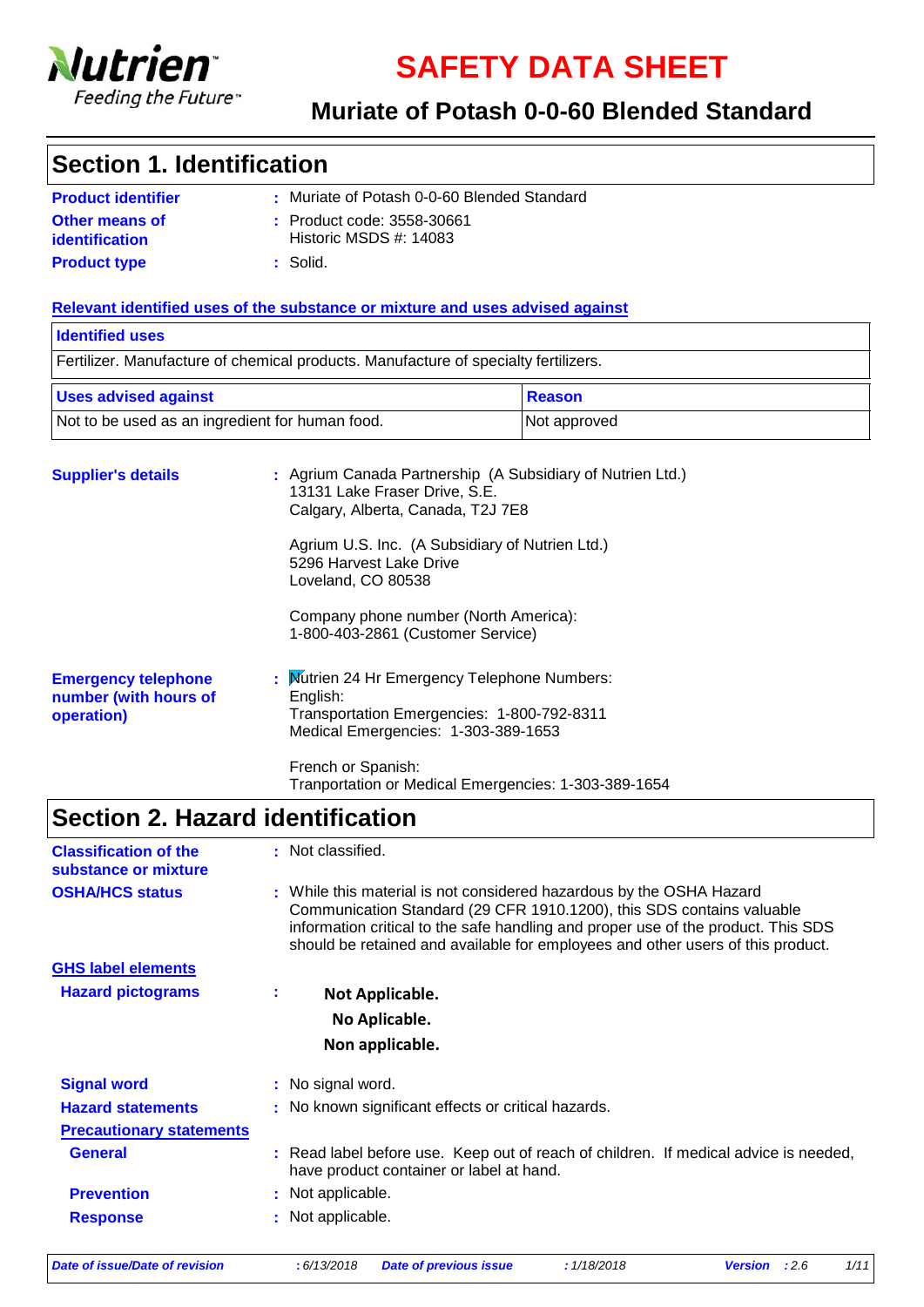# SAFETY DATA SHEET

## Muriate of Potash 0-0-60 Blended Standard

## Section 1. Identification

**Product identifier** : Muriate of Potash 0-0-60 Blended Standard

**Other means of identification** : Product code: 3558-30661
Historic MSDS #: 14083

**Product type** : Solid.

**Relevant identified uses of the substance or mixture and uses advised against**

| Identified uses |
|---|
| Fertilizer. Manufacture of chemical products. Manufacture of specialty fertilizers. |

| Uses advised against | Reason |
|---|---|
| Not to be used as an ingredient for human food. | Not approved |

**Supplier's details** : Agrium Canada Partnership (A Subsidiary of Nutrien Ltd.)
13131 Lake Fraser Drive, S.E.
Calgary, Alberta, Canada, T2J 7E8

Agrium U.S. Inc. (A Subsidiary of Nutrien Ltd.)
5296 Harvest Lake Drive
Loveland, CO 80538

Company phone number (North America):
1-800-403-2861 (Customer Service)

**Emergency telephone number (with hours of operation)** : Nutrien 24 Hr Emergency Telephone Numbers:
English:
Transportation Emergencies: 1-800-792-8311
Medical Emergencies: 1-303-389-1653

French or Spanish:
Tranportation or Medical Emergencies: 1-303-389-1654

## Section 2. Hazard identification

**Classification of the substance or mixture** : Not classified.

**OSHA/HCS status** : While this material is not considered hazardous by the OSHA Hazard Communication Standard (29 CFR 1910.1200), this SDS contains valuable information critical to the safe handling and proper use of the product. This SDS should be retained and available for employees and other users of this product.

**GHS label elements**

**Hazard pictograms** :

**Not Applicable.**
**No Aplicable.**
**Non applicable.**

**Signal word** : No signal word.

**Hazard statements** : No known significant effects or critical hazards.

**Precautionary statements**

**General** : Read label before use. Keep out of reach of children. If medical advice is needed, have product container or label at hand.

**Prevention** : Not applicable.

**Response** : Not applicable.

*Date of issue/Date of revision* : 6/13/2018 *Date of previous issue* : 1/18/2018 *Version* : 2.6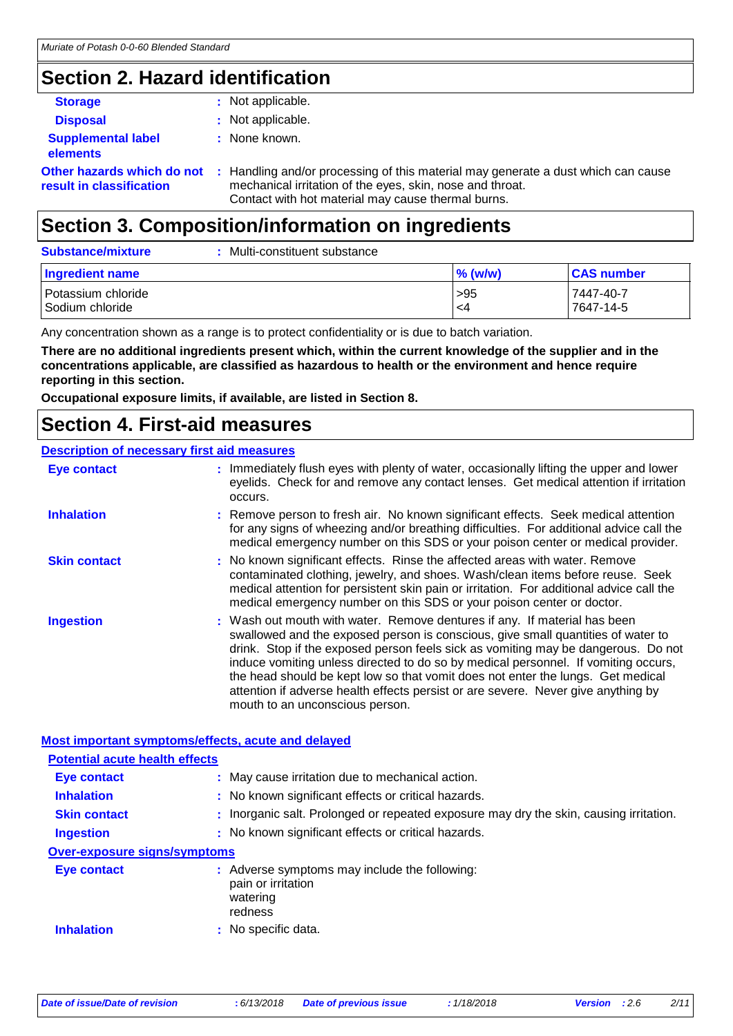## Section 2. Hazard identification

**Storage** : Not applicable.

**Disposal** : Not applicable.

**Supplemental label elements** : None known.

**Other hazards which do not result in classification** : Handling and/or processing of this material may generate a dust which can cause mechanical irritation of the eyes, skin, nose and throat.
Contact with hot material may cause thermal burns.

## Section 3. Composition/information on ingredients

**Substance/mixture** : Multi-constituent substance

| Ingredient name | % (w/w) | CAS number |
|---|---|---|
| Potassium chloride | >95 | 7447-40-7 |
| Sodium chloride | <4 | 7647-14-5 |

Any concentration shown as a range is to protect confidentiality or is due to batch variation.

**There are no additional ingredients present which, within the current knowledge of the supplier and in the concentrations applicable, are classified as hazardous to health or the environment and hence require reporting in this section.**

**Occupational exposure limits, if available, are listed in Section 8.**

## Section 4. First-aid measures

### Description of necessary first aid measures

**Eye contact** : Immediately flush eyes with plenty of water, occasionally lifting the upper and lower eyelids. Check for and remove any contact lenses. Get medical attention if irritation occurs.

**Inhalation** : Remove person to fresh air. No known significant effects. Seek medical attention for any signs of wheezing and/or breathing difficulties. For additional advice call the medical emergency number on this SDS or your poison center or medical provider.

**Skin contact** : No known significant effects. Rinse the affected areas with water. Remove contaminated clothing, jewelry, and shoes. Wash/clean items before reuse. Seek medical attention for persistent skin pain or irritation. For additional advice call the medical emergency number on this SDS or your poison center or doctor.

**Ingestion** : Wash out mouth with water. Remove dentures if any. If material has been swallowed and the exposed person is conscious, give small quantities of water to drink. Stop if the exposed person feels sick as vomiting may be dangerous. Do not induce vomiting unless directed to do so by medical personnel. If vomiting occurs, the head should be kept low so that vomit does not enter the lungs. Get medical attention if adverse health effects persist or are severe. Never give anything by mouth to an unconscious person.

### Most important symptoms/effects, acute and delayed

#### Potential acute health effects

**Eye contact** : May cause irritation due to mechanical action.

**Inhalation** : No known significant effects or critical hazards.

**Skin contact** : Inorganic salt. Prolonged or repeated exposure may dry the skin, causing irritation.

**Ingestion** : No known significant effects or critical hazards.

#### Over-exposure signs/symptoms

**Eye contact** : Adverse symptoms may include the following:
pain or irritation
watering
redness

**Inhalation** : No specific data.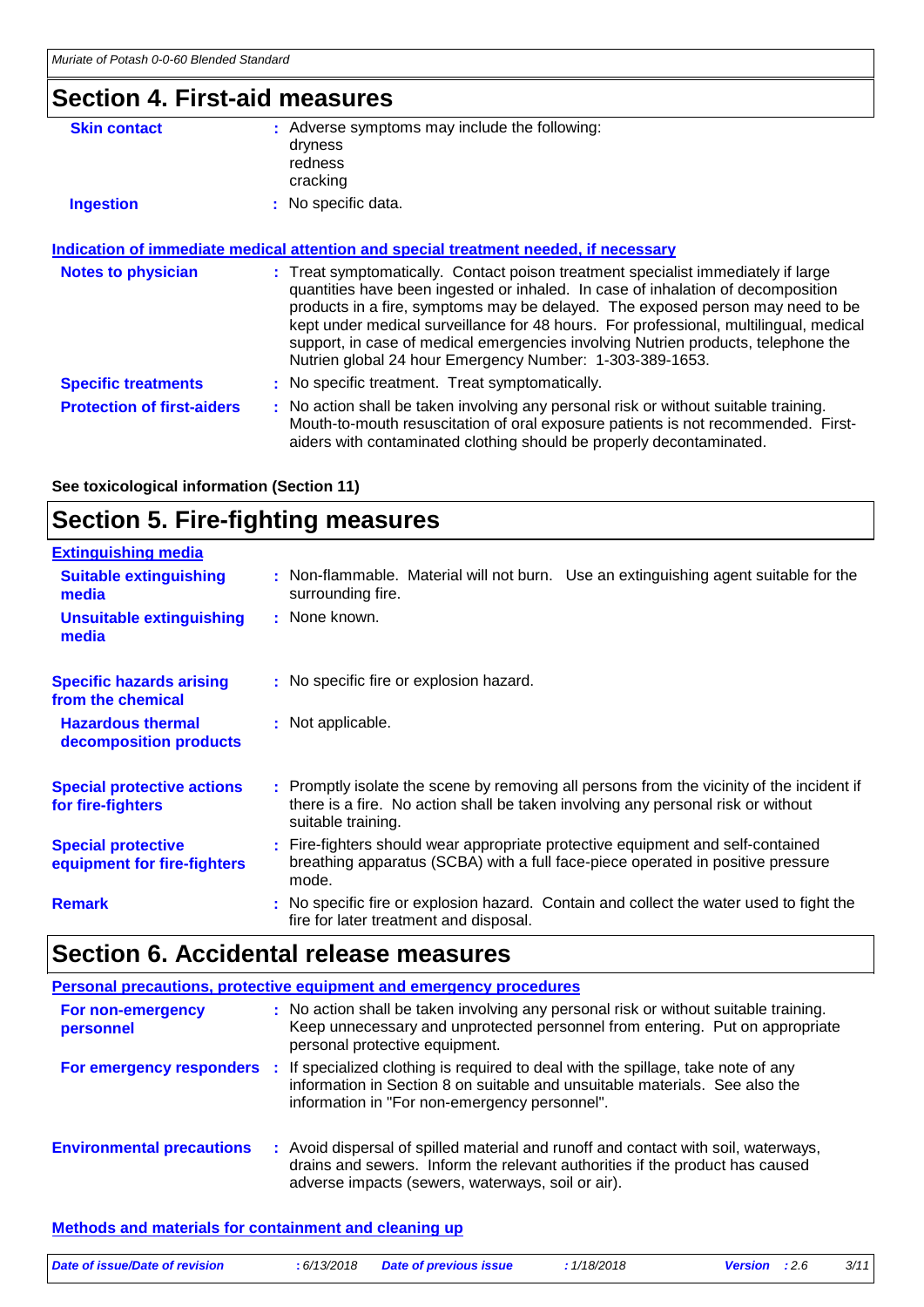## Section 4. First-aid measures

| | |
|---|---|
| **Skin contact** | : Adverse symptoms may include the following:<br>dryness<br>redness<br>cracking |
| **Ingestion** | : No specific data. |

**Indication of immediate medical attention and special treatment needed, if necessary**

| | |
|---|---|
| **Notes to physician** | : Treat symptomatically. Contact poison treatment specialist immediately if large quantities have been ingested or inhaled. In case of inhalation of decomposition products in a fire, symptoms may be delayed. The exposed person may need to be kept under medical surveillance for 48 hours. For professional, multilingual, medical support, in case of medical emergencies involving Nutrien products, telephone the Nutrien global 24 hour Emergency Number: 1-303-389-1653. |
| **Specific treatments** | : No specific treatment. Treat symptomatically. |
| **Protection of first-aiders** | : No action shall be taken involving any personal risk or without suitable training. Mouth-to-mouth resuscitation of oral exposure patients is not recommended. First-aiders with contaminated clothing should be properly decontaminated. |

**See toxicological information (Section 11)**

## Section 5. Fire-fighting measures

**Extinguishing media**

| | |
|---|---|
| **Suitable extinguishing media** | : Non-flammable. Material will not burn. Use an extinguishing agent suitable for the surrounding fire. |
| **Unsuitable extinguishing media** | : None known. |
| **Specific hazards arising from the chemical** | : No specific fire or explosion hazard. |
| **Hazardous thermal decomposition products** | : Not applicable. |
| **Special protective actions for fire-fighters** | : Promptly isolate the scene by removing all persons from the vicinity of the incident if there is a fire. No action shall be taken involving any personal risk or without suitable training. |
| **Special protective equipment for fire-fighters** | : Fire-fighters should wear appropriate protective equipment and self-contained breathing apparatus (SCBA) with a full face-piece operated in positive pressure mode. |
| **Remark** | : No specific fire or explosion hazard. Contain and collect the water used to fight the fire for later treatment and disposal. |

## Section 6. Accidental release measures

**Personal precautions, protective equipment and emergency procedures**

| | |
|---|---|
| **For non-emergency personnel** | : No action shall be taken involving any personal risk or without suitable training. Keep unnecessary and unprotected personnel from entering. Put on appropriate personal protective equipment. |
| **For emergency responders** | : If specialized clothing is required to deal with the spillage, take note of any information in Section 8 on suitable and unsuitable materials. See also the information in "For non-emergency personnel". |
| **Environmental precautions** | : Avoid dispersal of spilled material and runoff and contact with soil, waterways, drains and sewers. Inform the relevant authorities if the product has caused adverse impacts (sewers, waterways, soil or air). |

**Methods and materials for containment and cleaning up**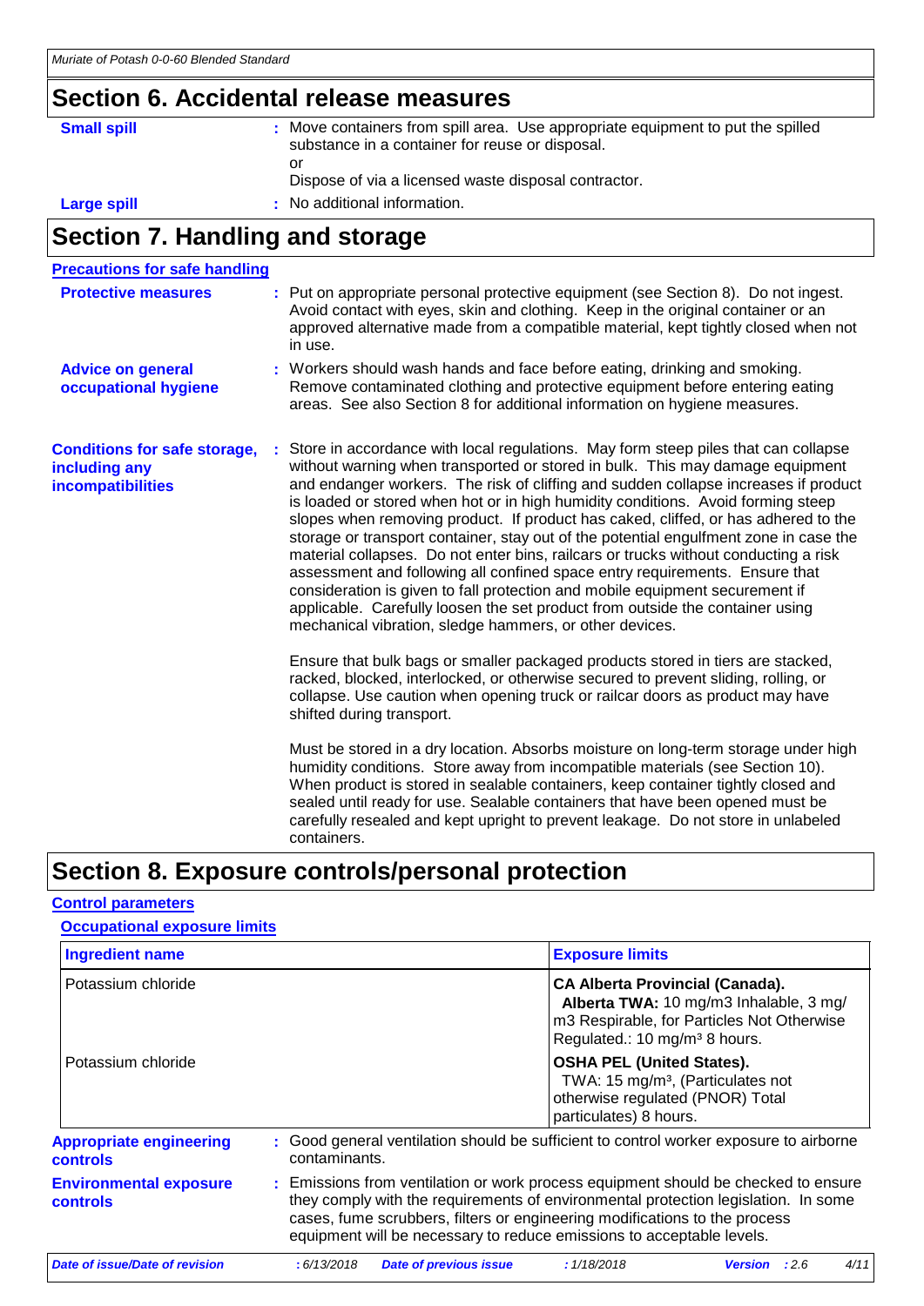## Section 6. Accidental release measures

**Small spill** : Move containers from spill area. Use appropriate equipment to put the spilled substance in a container for reuse or disposal.
or
Dispose of via a licensed waste disposal contractor.

**Large spill** : No additional information.

## Section 7. Handling and storage

**Precautions for safe handling**

**Protective measures** : Put on appropriate personal protective equipment (see Section 8). Do not ingest. Avoid contact with eyes, skin and clothing. Keep in the original container or an approved alternative made from a compatible material, kept tightly closed when not in use.

**Advice on general occupational hygiene** : Workers should wash hands and face before eating, drinking and smoking. Remove contaminated clothing and protective equipment before entering eating areas. See also Section 8 for additional information on hygiene measures.

**Conditions for safe storage, including any incompatibilities** : Store in accordance with local regulations. May form steep piles that can collapse without warning when transported or stored in bulk. This may damage equipment and endanger workers. The risk of cliffing and sudden collapse increases if product is loaded or stored when hot or in high humidity conditions. Avoid forming steep slopes when removing product. If product has caked, cliffed, or has adhered to the storage or transport container, stay out of the potential engulfment zone in case the material collapses. Do not enter bins, railcars or trucks without conducting a risk assessment and following all confined space entry requirements. Ensure that consideration is given to fall protection and mobile equipment securement if applicable. Carefully loosen the set product from outside the container using mechanical vibration, sledge hammers, or other devices.

Ensure that bulk bags or smaller packaged products stored in tiers are stacked, racked, blocked, interlocked, or otherwise secured to prevent sliding, rolling, or collapse. Use caution when opening truck or railcar doors as product may have shifted during transport.

Must be stored in a dry location. Absorbs moisture on long-term storage under high humidity conditions. Store away from incompatible materials (see Section 10). When product is stored in sealable containers, keep container tightly closed and sealed until ready for use. Sealable containers that have been opened must be carefully resealed and kept upright to prevent leakage. Do not store in unlabeled containers.

## Section 8. Exposure controls/personal protection

**Control parameters**

**Occupational exposure limits**

| Ingredient name | Exposure limits |
|---|---|
| Potassium chloride | **CA Alberta Provincial (Canada).** **Alberta TWA:** 10 mg/m3 Inhalable, 3 mg/m3 Respirable, for Particles Not Otherwise Regulated.: 10 mg/m³ 8 hours. |
| Potassium chloride | **OSHA PEL (United States).** TWA: 15 mg/m³, (Particulates not otherwise regulated (PNOR) Total particulates) 8 hours. |

**Appropriate engineering controls** : Good general ventilation should be sufficient to control worker exposure to airborne contaminants.

**Environmental exposure controls** : Emissions from ventilation or work process equipment should be checked to ensure they comply with the requirements of environmental protection legislation. In some cases, fume scrubbers, filters or engineering modifications to the process equipment will be necessary to reduce emissions to acceptable levels.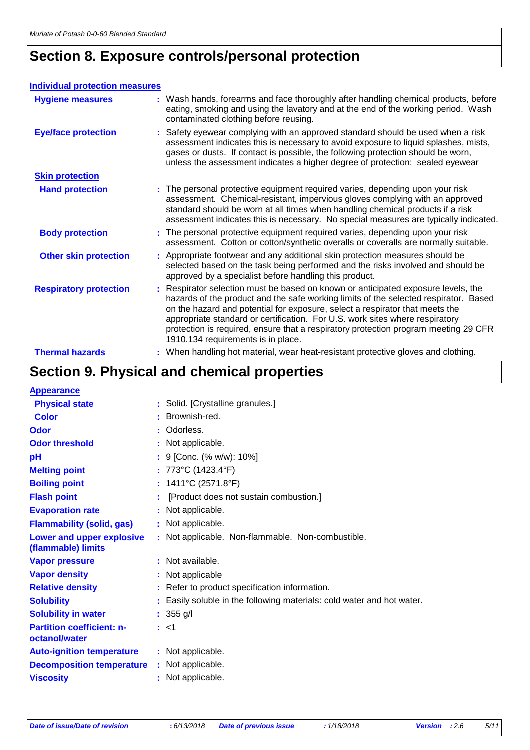# Section 8. Exposure controls/personal protection

### Individual protection measures

**Hygiene measures** : Wash hands, forearms and face thoroughly after handling chemical products, before eating, smoking and using the lavatory and at the end of the working period. Wash contaminated clothing before reusing.

**Eye/face protection** : Safety eyewear complying with an approved standard should be used when a risk assessment indicates this is necessary to avoid exposure to liquid splashes, mists, gases or dusts. If contact is possible, the following protection should be worn, unless the assessment indicates a higher degree of protection: sealed eyewear

#### Skin protection

**Hand protection** : The personal protective equipment required varies, depending upon your risk assessment. Chemical-resistant, impervious gloves complying with an approved standard should be worn at all times when handling chemical products if a risk assessment indicates this is necessary. No special measures are typically indicated.

**Body protection** : The personal protective equipment required varies, depending upon your risk assessment. Cotton or cotton/synthetic overalls or coveralls are normally suitable.

**Other skin protection** : Appropriate footwear and any additional skin protection measures should be selected based on the task being performed and the risks involved and should be approved by a specialist before handling this product.

**Respiratory protection** : Respirator selection must be based on known or anticipated exposure levels, the hazards of the product and the safe working limits of the selected respirator. Based on the hazard and potential for exposure, select a respirator that meets the appropriate standard or certification. For U.S. work sites where respiratory protection is required, ensure that a respiratory protection program meeting 29 CFR 1910.134 requirements is in place.

**Thermal hazards** : When handling hot material, wear heat-resistant protective gloves and clothing.

# Section 9. Physical and chemical properties

### Appearance

**Physical state** : Solid. [Crystalline granules.]

**Color** : Brownish-red.

**Odor** : Odorless.

**Odor threshold** : Not applicable.

**pH** : 9 [Conc. (% w/w): 10%]

**Melting point** : 773°C (1423.4°F)

**Boiling point** : 1411°C (2571.8°F)

**Flash point** : [Product does not sustain combustion.]

**Evaporation rate** : Not applicable.

**Flammability (solid, gas)** : Not applicable.

**Lower and upper explosive (flammable) limits** : Not applicable. Non-flammable. Non-combustible.

**Vapor pressure** : Not available.

**Vapor density** : Not applicable

**Relative density** : Refer to product specification information.

**Solubility** : Easily soluble in the following materials: cold water and hot water.

**Solubility in water** : 355 g/l

**Partition coefficient: n-octanol/water** : <1

**Auto-ignition temperature** : Not applicable.

**Decomposition temperature** : Not applicable.

**Viscosity** : Not applicable.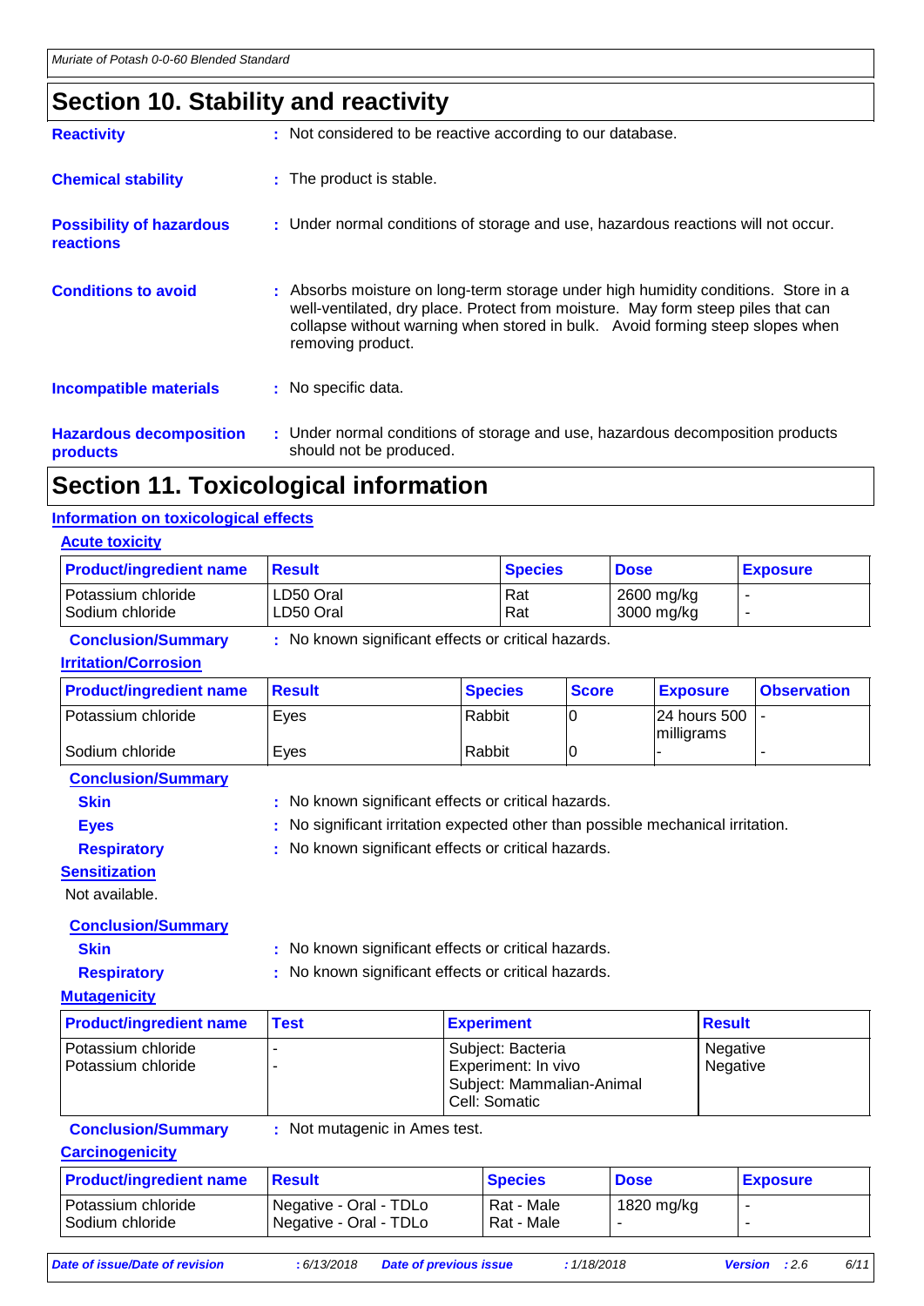## Section 10. Stability and reactivity

**Reactivity** : Not considered to be reactive according to our database.

**Chemical stability** : The product is stable.

**Possibility of hazardous reactions** : Under normal conditions of storage and use, hazardous reactions will not occur.

**Conditions to avoid** : Absorbs moisture on long-term storage under high humidity conditions. Store in a well-ventilated, dry place. Protect from moisture. May form steep piles that can collapse without warning when stored in bulk. Avoid forming steep slopes when removing product.

**Incompatible materials** : No specific data.

**Hazardous decomposition products** : Under normal conditions of storage and use, hazardous decomposition products should not be produced.

## Section 11. Toxicological information

### Information on toxicological effects

#### Acute toxicity

| Product/ingredient name | Result | Species | Dose | Exposure |
|---|---|---|---|---|
| Potassium chloride | LD50 Oral | Rat | 2600 mg/kg | - |
| Sodium chloride | LD50 Oral | Rat | 3000 mg/kg | - |

**Conclusion/Summary** : No known significant effects or critical hazards.

#### Irritation/Corrosion

| Product/ingredient name | Result | Species | Score | Exposure | Observation |
|---|---|---|---|---|---|
| Potassium chloride | Eyes | Rabbit | 0 | 24 hours 500 milligrams | - |
| Sodium chloride | Eyes | Rabbit | 0 | - | - |

**Conclusion/Summary**

**Skin** : No known significant effects or critical hazards.

**Eyes** : No significant irritation expected other than possible mechanical irritation.

**Respiratory** : No known significant effects or critical hazards.

#### Sensitization

Not available.

**Conclusion/Summary**

**Skin** : No known significant effects or critical hazards.

**Respiratory** : No known significant effects or critical hazards.

#### Mutagenicity

| Product/ingredient name | Test | Experiment | Result |
|---|---|---|---|
| Potassium chloride | - | Subject: Bacteria | Negative |
| Potassium chloride | - | Experiment: In vivo<br>Subject: Mammalian-Animal<br>Cell: Somatic | Negative |

**Conclusion/Summary** : Not mutagenic in Ames test.

#### Carcinogenicity

| Product/ingredient name | Result | Species | Dose | Exposure |
|---|---|---|---|---|
| Potassium chloride | Negative - Oral - TDLo | Rat - Male | 1820 mg/kg | - |
| Sodium chloride | Negative - Oral - TDLo | Rat - Male | - | - |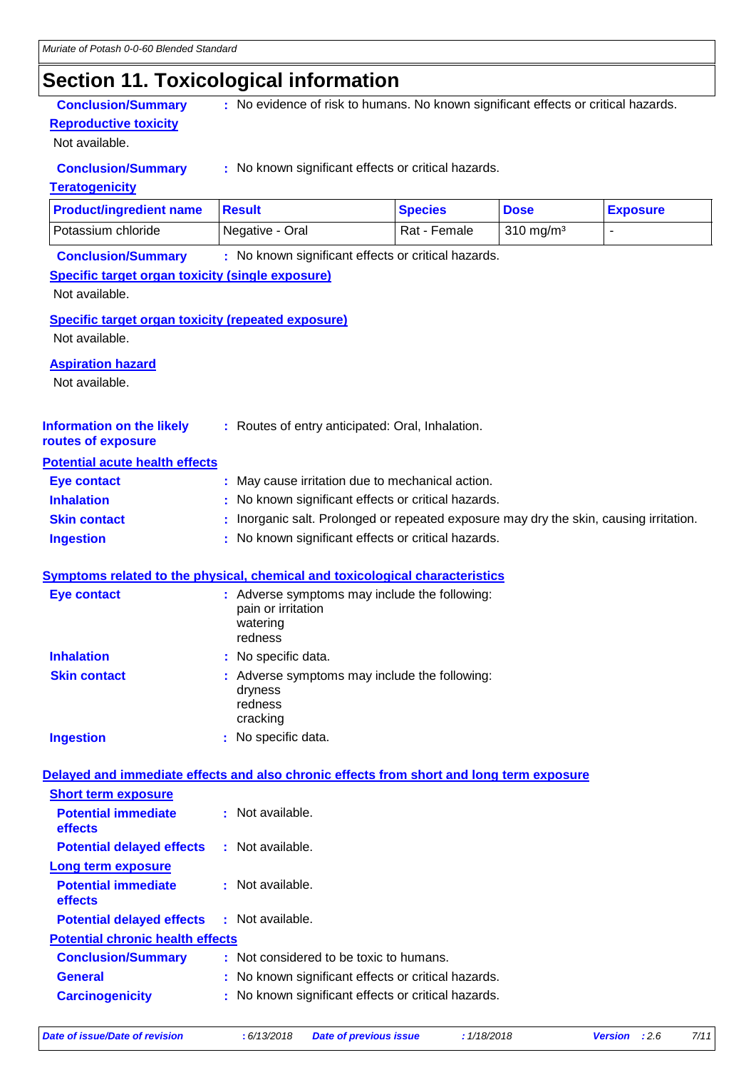# Section 11. Toxicological information

**Conclusion/Summary** : No evidence of risk to humans. No known significant effects or critical hazards.

**Reproductive toxicity**

Not available.

**Conclusion/Summary** : No known significant effects or critical hazards.

**Teratogenicity**

| Product/ingredient name | Result | Species | Dose | Exposure |
|---|---|---|---|---|
| Potassium chloride | Negative - Oral | Rat - Female | 310 mg/m³ | - |

**Conclusion/Summary** : No known significant effects or critical hazards.

**Specific target organ toxicity (single exposure)**

Not available.

**Specific target organ toxicity (repeated exposure)**

Not available.

**Aspiration hazard**

Not available.

**Information on the likely routes of exposure** : Routes of entry anticipated: Oral, Inhalation.

**Potential acute health effects**

**Eye contact** : May cause irritation due to mechanical action.

**Inhalation** : No known significant effects or critical hazards.

**Skin contact** : Inorganic salt. Prolonged or repeated exposure may dry the skin, causing irritation.

**Ingestion** : No known significant effects or critical hazards.

**Symptoms related to the physical, chemical and toxicological characteristics**

**Eye contact** : Adverse symptoms may include the following:
pain or irritation
watering
redness

**Inhalation** : No specific data.

**Skin contact** : Adverse symptoms may include the following:
dryness
redness
cracking

**Ingestion** : No specific data.

**Delayed and immediate effects and also chronic effects from short and long term exposure**

**Short term exposure**

**Potential immediate effects** : Not available.

**Potential delayed effects** : Not available.

**Long term exposure**

**Potential immediate effects** : Not available.

**Potential delayed effects** : Not available.

**Potential chronic health effects**

**Conclusion/Summary** : Not considered to be toxic to humans.

**General** : No known significant effects or critical hazards.

**Carcinogenicity** : No known significant effects or critical hazards.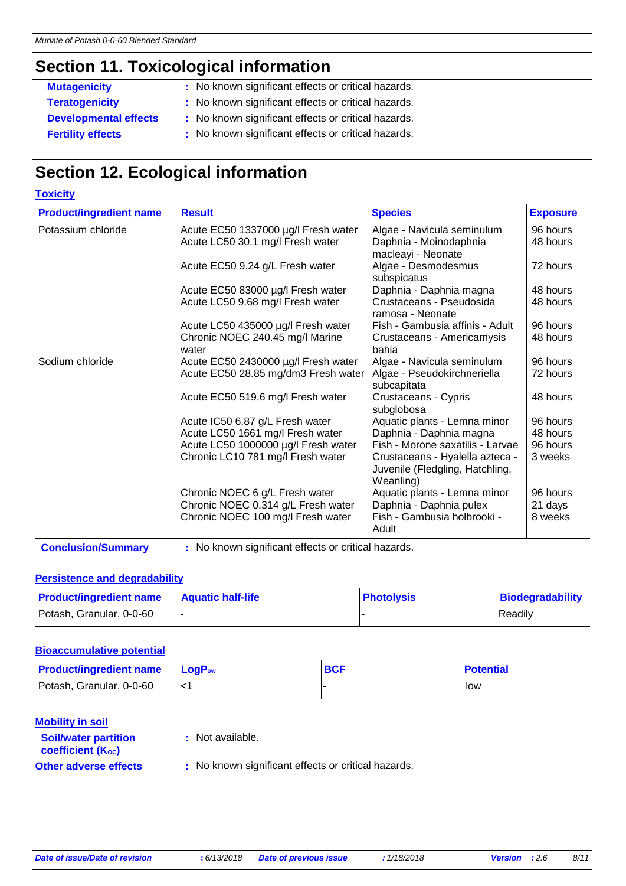## Section 11. Toxicological information

**Mutagenicity** : No known significant effects or critical hazards.

**Teratogenicity** : No known significant effects or critical hazards.

**Developmental effects** : No known significant effects or critical hazards.

**Fertility effects** : No known significant effects or critical hazards.

## Section 12. Ecological information

### Toxicity

| Product/ingredient name | Result | Species | Exposure |
|---|---|---|---|
| Potassium chloride | Acute EC50 1337000 µg/l Fresh water | Algae - Navicula seminulum | 96 hours |
| | Acute LC50 30.1 mg/l Fresh water | Daphnia - Moinodaphnia macleayi - Neonate | 48 hours |
| | Acute EC50 9.24 g/L Fresh water | Algae - Desmodesmus subspicatus | 72 hours |
| | Acute EC50 83000 µg/l Fresh water | Daphnia - Daphnia magna | 48 hours |
| | Acute LC50 9.68 mg/l Fresh water | Crustaceans - Pseudosida ramosa - Neonate | 48 hours |
| | Acute LC50 435000 µg/l Fresh water | Fish - Gambusia affinis - Adult | 96 hours |
| | Chronic NOEC 240.45 mg/l Marine water | Crustaceans - Americamysis bahia | 48 hours |
| Sodium chloride | Acute EC50 2430000 µg/l Fresh water | Algae - Navicula seminulum | 96 hours |
| | Acute EC50 28.85 mg/dm3 Fresh water | Algae - Pseudokirchneriella subcapitata | 72 hours |
| | Acute EC50 519.6 mg/l Fresh water | Crustaceans - Cypris subglobosa | 48 hours |
| | Acute IC50 6.87 g/L Fresh water | Aquatic plants - Lemna minor | 96 hours |
| | Acute LC50 1661 mg/l Fresh water | Daphnia - Daphnia magna | 48 hours |
| | Acute LC50 1000000 µg/l Fresh water | Fish - Morone saxatilis - Larvae | 96 hours |
| | Chronic LC10 781 mg/l Fresh water | Crustaceans - Hyalella azteca - Juvenile (Fledgling, Hatchling, Weanling) | 3 weeks |
| | Chronic NOEC 6 g/L Fresh water | Aquatic plants - Lemna minor | 96 hours |
| | Chronic NOEC 0.314 g/L Fresh water | Daphnia - Daphnia pulex | 21 days |
| | Chronic NOEC 100 mg/l Fresh water | Fish - Gambusia holbrooki - Adult | 8 weeks |

**Conclusion/Summary** : No known significant effects or critical hazards.

### Persistence and degradability

| Product/ingredient name | Aquatic half-life | Photolysis | Biodegradability |
|---|---|---|---|
| Potash, Granular, 0-0-60 | - | - | Readily |

### Bioaccumulative potential

| Product/ingredient name | $LogP_{ow}$ | BCF | Potential |
|---|---|---|---|
| Potash, Granular, 0-0-60 | <1 | - | low |

### Mobility in soil

**Soil/water partition coefficient ($K_{OC}$)** : Not available.

**Other adverse effects** : No known significant effects or critical hazards.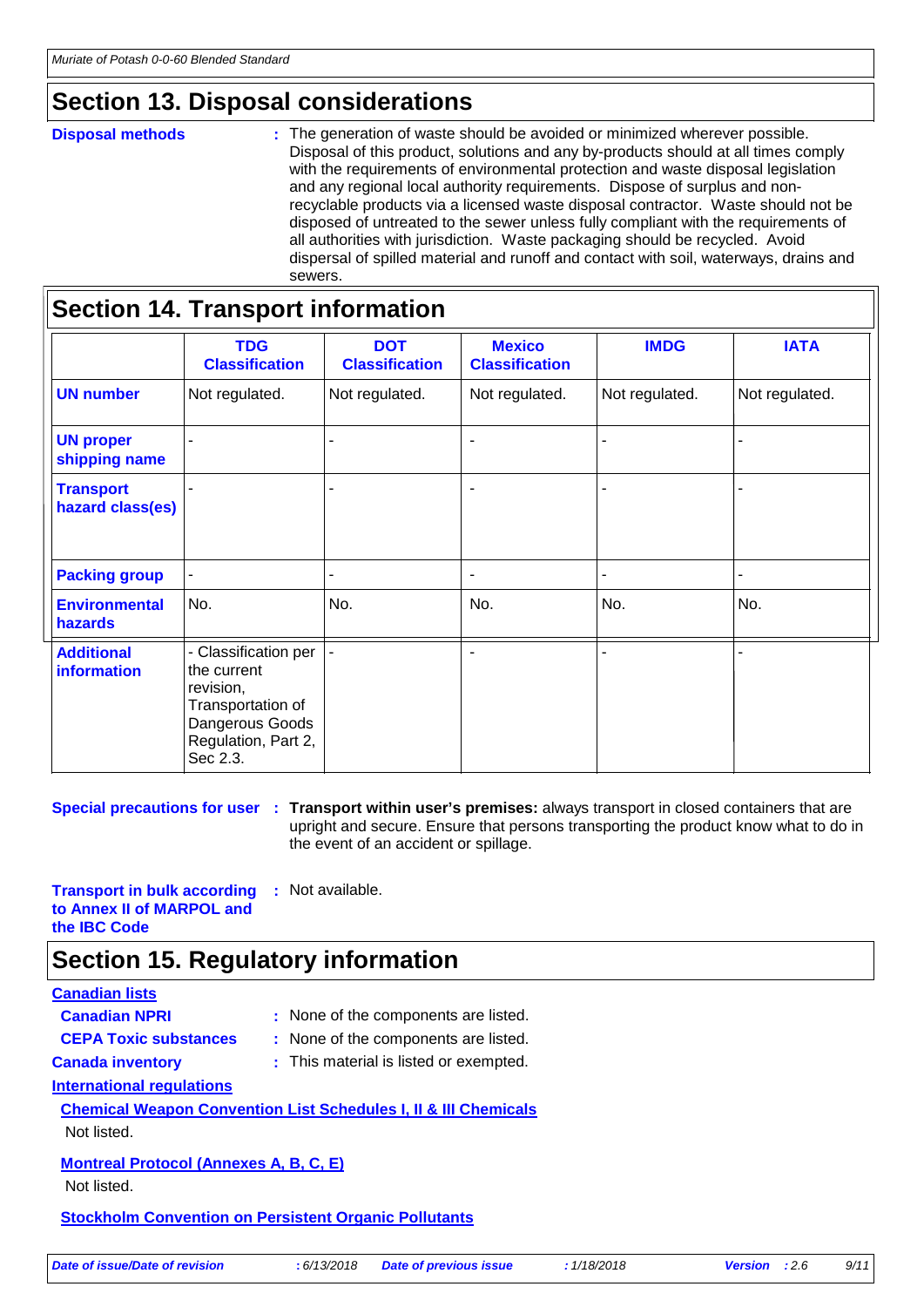## Section 13. Disposal considerations

**Disposal methods** : The generation of waste should be avoided or minimized wherever possible. Disposal of this product, solutions and any by-products should at all times comply with the requirements of environmental protection and waste disposal legislation and any regional local authority requirements. Dispose of surplus and non-recyclable products via a licensed waste disposal contractor. Waste should not be disposed of untreated to the sewer unless fully compliant with the requirements of all authorities with jurisdiction. Waste packaging should be recycled. Avoid dispersal of spilled material and runoff and contact with soil, waterways, drains and sewers.

## Section 14. Transport information

| | TDG Classification | DOT Classification | Mexico Classification | IMDG | IATA |
|---|---|---|---|---|---|
| **UN number** | Not regulated. | Not regulated. | Not regulated. | Not regulated. | Not regulated. |
| **UN proper shipping name** | - | - | - | - | - |
| **Transport hazard class(es)** | - | - | - | - | - |
| **Packing group** | - | - | - | - | - |
| **Environmental hazards** | No. | No. | No. | No. | No. |
| **Additional information** | - Classification per the current revision, Transportation of Dangerous Goods Regulation, Part 2, Sec 2.3. | - | - | - | - |

**Special precautions for user** : **Transport within user's premises:** always transport in closed containers that are upright and secure. Ensure that persons transporting the product know what to do in the event of an accident or spillage.

**Transport in bulk according to Annex II of MARPOL and the IBC Code** : Not available.

## Section 15. Regulatory information

**Canadian lists**

**Canadian NPRI** : None of the components are listed.

**CEPA Toxic substances** : None of the components are listed.

**Canada inventory** : This material is listed or exempted.

**International regulations**

**Chemical Weapon Convention List Schedules I, II & III Chemicals**

Not listed.

**Montreal Protocol (Annexes A, B, C, E)**

Not listed.

**Stockholm Convention on Persistent Organic Pollutants**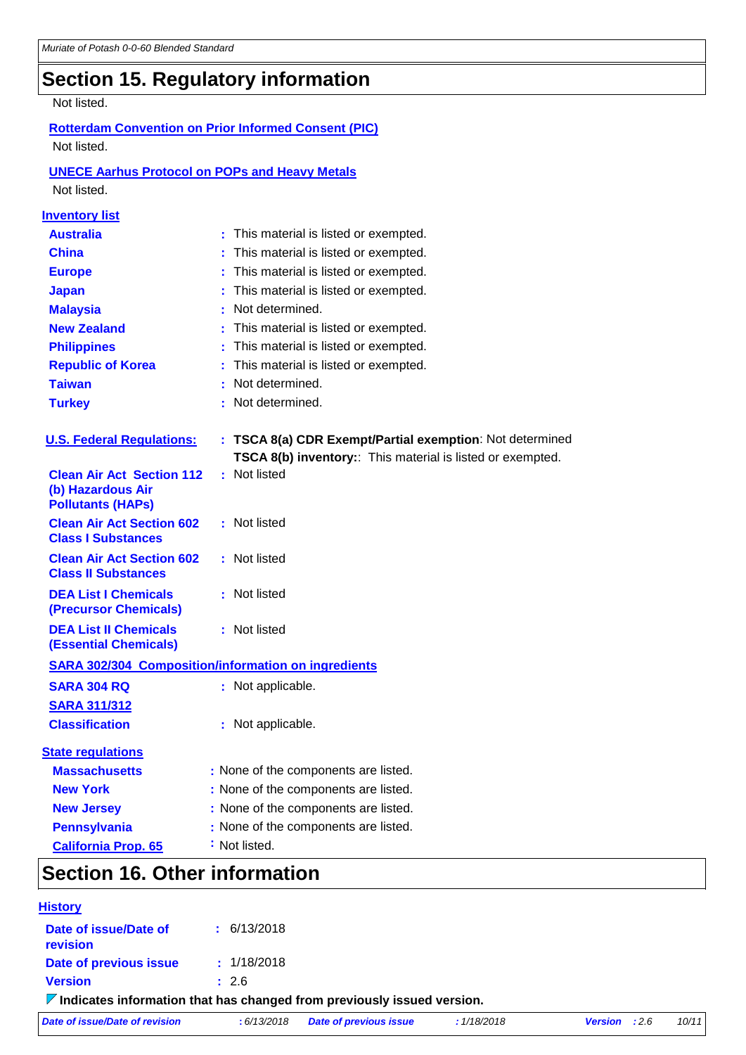## Section 15. Regulatory information

Not listed.

**Rotterdam Convention on Prior Informed Consent (PIC)**

Not listed.

**UNECE Aarhus Protocol on POPs and Heavy Metals**

Not listed.

**Inventory list**

| | |
|---|---|
| **Australia** | : This material is listed or exempted. |
| **China** | : This material is listed or exempted. |
| **Europe** | : This material is listed or exempted. |
| **Japan** | : This material is listed or exempted. |
| **Malaysia** | : Not determined. |
| **New Zealand** | : This material is listed or exempted. |
| **Philippines** | : This material is listed or exempted. |
| **Republic of Korea** | : This material is listed or exempted. |
| **Taiwan** | : Not determined. |
| **Turkey** | : Not determined. |

| | |
|---|---|
| **U.S. Federal Regulations:** | : **TSCA 8(a) CDR Exempt/Partial exemption**: Not determined<br>**TSCA 8(b) inventory:**: This material is listed or exempted. |
| **Clean Air Act Section 112 (b) Hazardous Air Pollutants (HAPs)** | : Not listed |
| **Clean Air Act Section 602 Class I Substances** | : Not listed |
| **Clean Air Act Section 602 Class II Substances** | : Not listed |
| **DEA List I Chemicals (Precursor Chemicals)** | : Not listed |
| **DEA List II Chemicals (Essential Chemicals)** | : Not listed |

**SARA 302/304 Composition/information on ingredients**

| | |
|---|---|
| **SARA 304 RQ** | : Not applicable. |

**SARA 311/312**

| | |
|---|---|
| **Classification** | : Not applicable. |

**State regulations**

| | |
|---|---|
| **Massachusetts** | : None of the components are listed. |
| **New York** | : None of the components are listed. |
| **New Jersey** | : None of the components are listed. |
| **Pennsylvania** | : None of the components are listed. |
| **California Prop. 65** | : Not listed. |

## Section 16. Other information

**History**

| | |
|---|---|
| **Date of issue/Date of revision** | : 6/13/2018 |
| **Date of previous issue** | : 1/18/2018 |
| **Version** | : 2.6 |

**Indicates information that has changed from previously issued version.**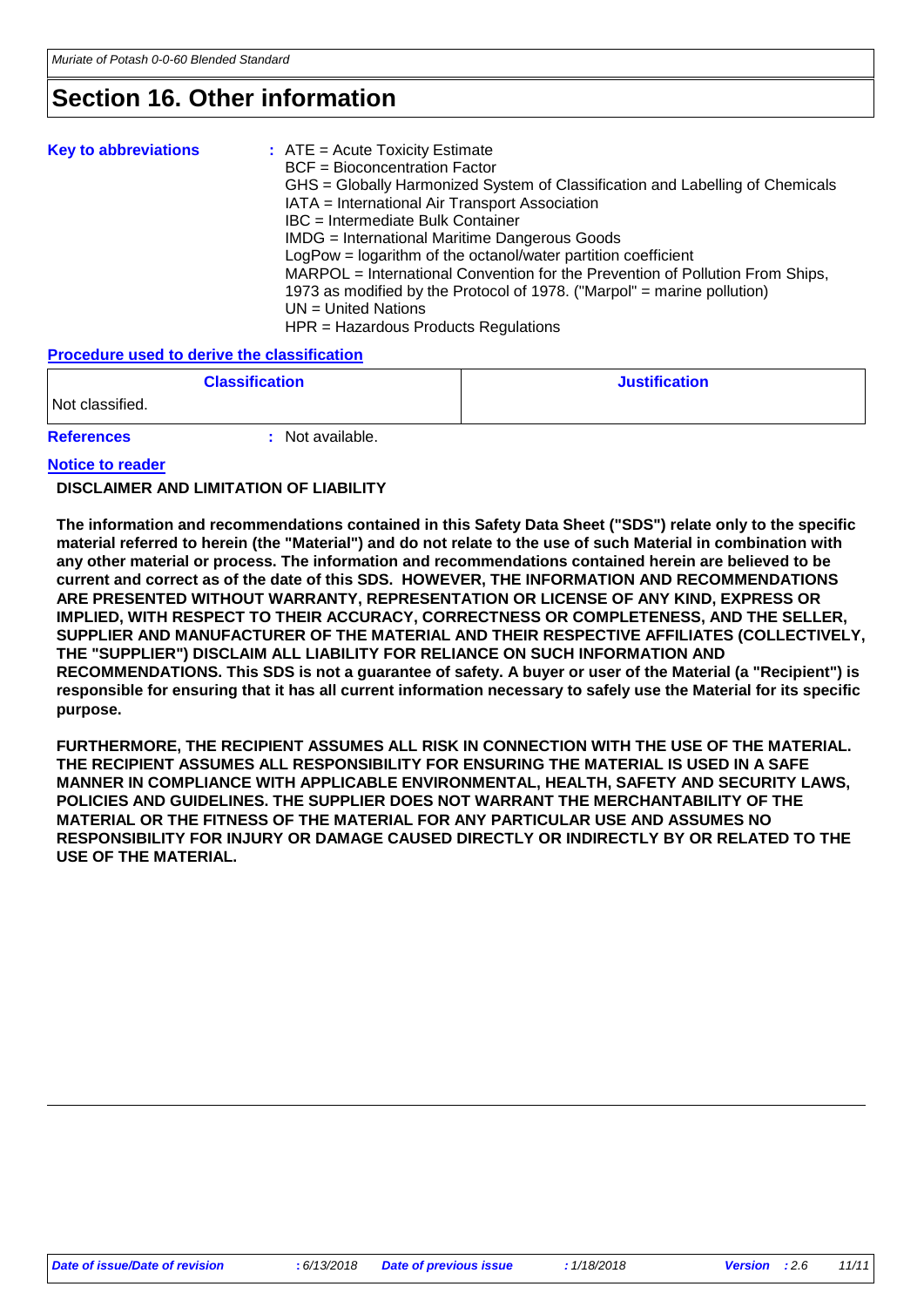# Section 16. Other information

**Key to abbreviations** : ATE = Acute Toxicity Estimate
BCF = Bioconcentration Factor
GHS = Globally Harmonized System of Classification and Labelling of Chemicals
IATA = International Air Transport Association
IBC = Intermediate Bulk Container
IMDG = International Maritime Dangerous Goods
LogPow = logarithm of the octanol/water partition coefficient
MARPOL = International Convention for the Prevention of Pollution From Ships, 1973 as modified by the Protocol of 1978. ("Marpol" = marine pollution)
UN = United Nations
HPR = Hazardous Products Regulations

## Procedure used to derive the classification

| Classification | Justification |
|---|---|
| Not classified. | |

**References** : Not available.

## Notice to reader

**DISCLAIMER AND LIMITATION OF LIABILITY**

**The information and recommendations contained in this Safety Data Sheet ("SDS") relate only to the specific material referred to herein (the "Material") and do not relate to the use of such Material in combination with any other material or process. The information and recommendations contained herein are believed to be current and correct as of the date of this SDS. HOWEVER, THE INFORMATION AND RECOMMENDATIONS ARE PRESENTED WITHOUT WARRANTY, REPRESENTATION OR LICENSE OF ANY KIND, EXPRESS OR IMPLIED, WITH RESPECT TO THEIR ACCURACY, CORRECTNESS OR COMPLETENESS, AND THE SELLER, SUPPLIER AND MANUFACTURER OF THE MATERIAL AND THEIR RESPECTIVE AFFILIATES (COLLECTIVELY, THE "SUPPLIER") DISCLAIM ALL LIABILITY FOR RELIANCE ON SUCH INFORMATION AND RECOMMENDATIONS. This SDS is not a guarantee of safety. A buyer or user of the Material (a "Recipient") is responsible for ensuring that it has all current information necessary to safely use the Material for its specific purpose.**

**FURTHERMORE, THE RECIPIENT ASSUMES ALL RISK IN CONNECTION WITH THE USE OF THE MATERIAL. THE RECIPIENT ASSUMES ALL RESPONSIBILITY FOR ENSURING THE MATERIAL IS USED IN A SAFE MANNER IN COMPLIANCE WITH APPLICABLE ENVIRONMENTAL, HEALTH, SAFETY AND SECURITY LAWS, POLICIES AND GUIDELINES. THE SUPPLIER DOES NOT WARRANT THE MERCHANTABILITY OF THE MATERIAL OR THE FITNESS OF THE MATERIAL FOR ANY PARTICULAR USE AND ASSUMES NO RESPONSIBILITY FOR INJURY OR DAMAGE CAUSED DIRECTLY OR INDIRECTLY BY OR RELATED TO THE USE OF THE MATERIAL.**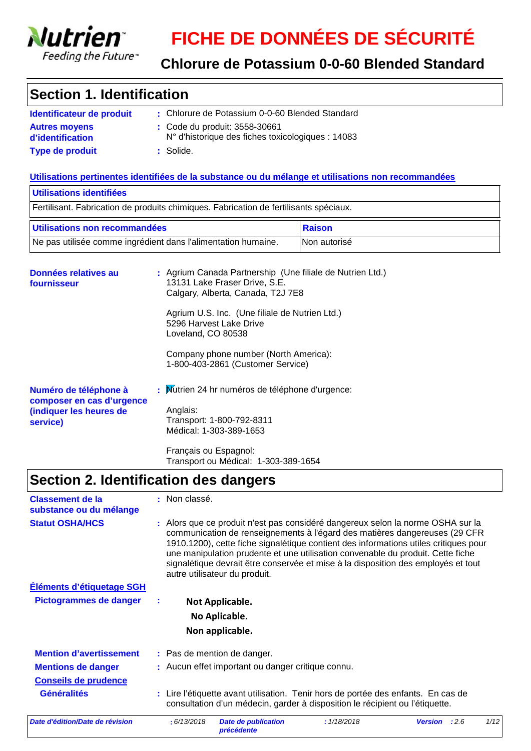# FICHE DE DONNÉES DE SÉCURITÉ

## Chlorure de Potassium 0-0-60 Blended Standard

## Section 1. Identification

**Identificateur de produit** : Chlorure de Potassium 0-0-60 Blended Standard

**Autres moyens d'identification** : Code du produit: 3558-30661
N° d'historique des fiches toxicologiques : 14083

**Type de produit** : Solide.

**Utilisations pertinentes identifiées de la substance ou du mélange et utilisations non recommandées**

| Utilisations identifiées |
| --- |
| Fertilisant. Fabrication de produits chimiques. Fabrication de fertilisants spéciaux. |

| Utilisations non recommandées | Raison |
| --- | --- |
| Ne pas utilisée comme ingrédient dans l'alimentation humaine. | Non autorisé |

**Données relatives au fournisseur** : Agrium Canada Partnership (Une filiale de Nutrien Ltd.)
13131 Lake Fraser Drive, S.E.
Calgary, Alberta, Canada, T2J 7E8

Agrium U.S. Inc. (Une filiale de Nutrien Ltd.)
5296 Harvest Lake Drive
Loveland, CO 80538

Company phone number (North America):
1-800-403-2861 (Customer Service)

**Numéro de téléphone à composer en cas d'urgence (indiquer les heures de service)** : Nutrien 24 hr numéros de téléphone d'urgence:

Anglais:
Transport: 1-800-792-8311
Médical: 1-303-389-1653

Français ou Espagnol:
Transport ou Médical: 1-303-389-1654

## Section 2. Identification des dangers

**Classement de la substance ou du mélange** : Non classé.

**Statut OSHA/HCS** : Alors que ce produit n'est pas considéré dangereux selon la norme OSHA sur la communication de renseignements à l'égard des matières dangereuses (29 CFR 1910.1200), cette fiche signalétique contient des informations utiles critiques pour une manipulation prudente et une utilisation convenable du produit. Cette fiche signalétique devrait être conservée et mise à la disposition des employés et tout autre utilisateur du produit.

**Éléments d'étiquetage SGH**

**Pictogrammes de danger** :

**Not Applicable.**
**No Aplicable.**
**Non applicable.**

**Mention d'avertissement** : Pas de mention de danger.

**Mentions de danger** : Aucun effet important ou danger critique connu.

**Conseils de prudence**

**Généralités** : Lire l'étiquette avant utilisation. Tenir hors de portée des enfants. En cas de consultation d'un médecin, garder à disposition le récipient ou l'étiquette.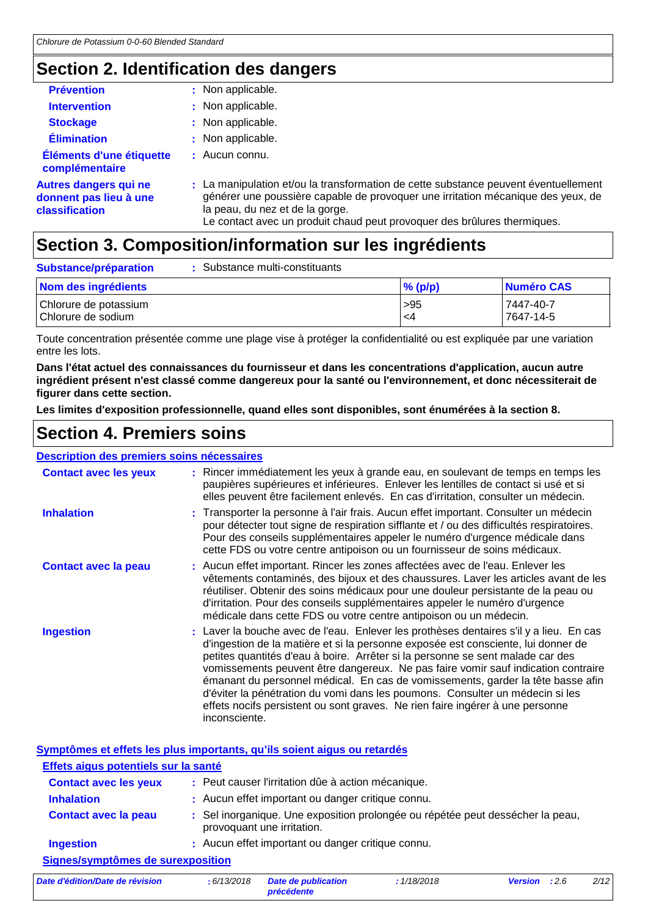## Section 2. Identification des dangers

**Prévention** : Non applicable.

**Intervention** : Non applicable.

**Stockage** : Non applicable.

**Élimination** : Non applicable.

**Éléments d'une étiquette complémentaire** : Aucun connu.

**Autres dangers qui ne donnent pas lieu à une classification** : La manipulation et/ou la transformation de cette substance peuvent éventuellement générer une poussière capable de provoquer une irritation mécanique des yeux, de la peau, du nez et de la gorge.
Le contact avec un produit chaud peut provoquer des brûlures thermiques.

## Section 3. Composition/information sur les ingrédients

**Substance/préparation** : Substance multi-constituants

| Nom des ingrédients | % (p/p) | Numéro CAS |
|---|---|---|
| Chlorure de potassium | >95 | 7447-40-7 |
| Chlorure de sodium | <4 | 7647-14-5 |

Toute concentration présentée comme une plage vise à protéger la confidentialité ou est expliquée par une variation entre les lots.

**Dans l'état actuel des connaissances du fournisseur et dans les concentrations d'application, aucun autre ingrédient présent n'est classé comme dangereux pour la santé ou l'environnement, et donc nécessiterait de figurer dans cette section.**

**Les limites d'exposition professionnelle, quand elles sont disponibles, sont énumérées à la section 8.**

## Section 4. Premiers soins

### Description des premiers soins nécessaires

**Contact avec les yeux** : Rincer immédiatement les yeux à grande eau, en soulevant de temps en temps les paupières supérieures et inférieures. Enlever les lentilles de contact si usé et si elles peuvent être facilement enlevés. En cas d'irritation, consulter un médecin.

**Inhalation** : Transporter la personne à l'air frais. Aucun effet important. Consulter un médecin pour détecter tout signe de respiration sifflante et / ou des difficultés respiratoires. Pour des conseils supplémentaires appeler le numéro d'urgence médicale dans cette FDS ou votre centre antipoison ou un fournisseur de soins médicaux.

**Contact avec la peau** : Aucun effet important. Rincer les zones affectées avec de l'eau. Enlever les vêtements contaminés, des bijoux et des chaussures. Laver les articles avant de les réutiliser. Obtenir des soins médicaux pour une douleur persistante de la peau ou d'irritation. Pour des conseils supplémentaires appeler le numéro d'urgence médicale dans cette FDS ou votre centre antipoison ou un médecin.

**Ingestion** : Laver la bouche avec de l'eau. Enlever les prothèses dentaires s'il y a lieu. En cas d'ingestion de la matière et si la personne exposée est consciente, lui donner de petites quantités d'eau à boire. Arrêter si la personne se sent malade car des vomissements peuvent être dangereux. Ne pas faire vomir sauf indication contraire émanant du personnel médical. En cas de vomissements, garder la tête basse afin d'éviter la pénétration du vomi dans les poumons. Consulter un médecin si les effets nocifs persistent ou sont graves. Ne rien faire ingérer à une personne inconsciente.

### Symptômes et effets les plus importants, qu'ils soient aigus ou retardés

#### Effets aigus potentiels sur la santé

**Contact avec les yeux** : Peut causer l'irritation dûe à action mécanique.

**Inhalation** : Aucun effet important ou danger critique connu.

**Contact avec la peau** : Sel inorganique. Une exposition prolongée ou répétée peut dessécher la peau, provoquant une irritation.

**Ingestion** : Aucun effet important ou danger critique connu.

#### Signes/symptômes de surexposition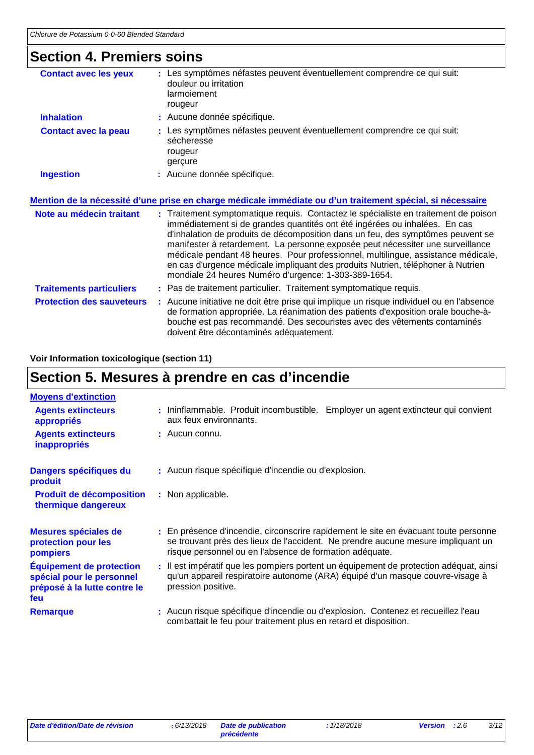## Section 4. Premiers soins

**Contact avec les yeux** : Les symptômes néfastes peuvent éventuellement comprendre ce qui suit:
douleur ou irritation
larmoiement
rougeur

**Inhalation** : Aucune donnée spécifique.

**Contact avec la peau** : Les symptômes néfastes peuvent éventuellement comprendre ce qui suit:
sécheresse
rougeur
gerçure

**Ingestion** : Aucune donnée spécifique.

### Mention de la nécessité d'une prise en charge médicale immédiate ou d'un traitement spécial, si nécessaire

**Note au médecin traitant** : Traitement symptomatique requis. Contactez le spécialiste en traitement de poison immédiatement si de grandes quantités ont été ingérées ou inhalées. En cas d'inhalation de produits de décomposition dans un feu, des symptômes peuvent se manifester à retardement. La personne exposée peut nécessiter une surveillance médicale pendant 48 heures. Pour professionnel, multilingue, assistance médicale, en cas d'urgence médicale impliquant des produits Nutrien, téléphoner à Nutrien mondiale 24 heures Numéro d'urgence: 1-303-389-1654.

**Traitements particuliers** : Pas de traitement particulier. Traitement symptomatique requis.

**Protection des sauveteurs** : Aucune initiative ne doit être prise qui implique un risque individuel ou en l'absence de formation appropriée. La réanimation des patients d'exposition orale bouche-à-bouche est pas recommandé. Des secouristes avec des vêtements contaminés doivent être décontaminés adéquatement.

**Voir Information toxicologique (section 11)**

## Section 5. Mesures à prendre en cas d'incendie

### Moyens d'extinction

**Agents extincteurs appropriés** : Ininflammable. Produit incombustible. Employer un agent extincteur qui convient aux feux environnants.

**Agents extincteurs inappropriés** : Aucun connu.

**Dangers spécifiques du produit** : Aucun risque spécifique d'incendie ou d'explosion.

**Produit de décomposition thermique dangereux** : Non applicable.

**Mesures spéciales de protection pour les pompiers** : En présence d'incendie, circonscrire rapidement le site en évacuant toute personne se trouvant près des lieux de l'accident. Ne prendre aucune mesure impliquant un risque personnel ou en l'absence de formation adéquate.

**Équipement de protection spécial pour le personnel préposé à la lutte contre le feu** : Il est impératif que les pompiers portent un équipement de protection adéquat, ainsi qu'un appareil respiratoire autonome (ARA) équipé d'un masque couvre-visage à pression positive.

**Remarque** : Aucun risque spécifique d'incendie ou d'explosion. Contenez et recueillez l'eau combattait le feu pour traitement plus en retard et disposition.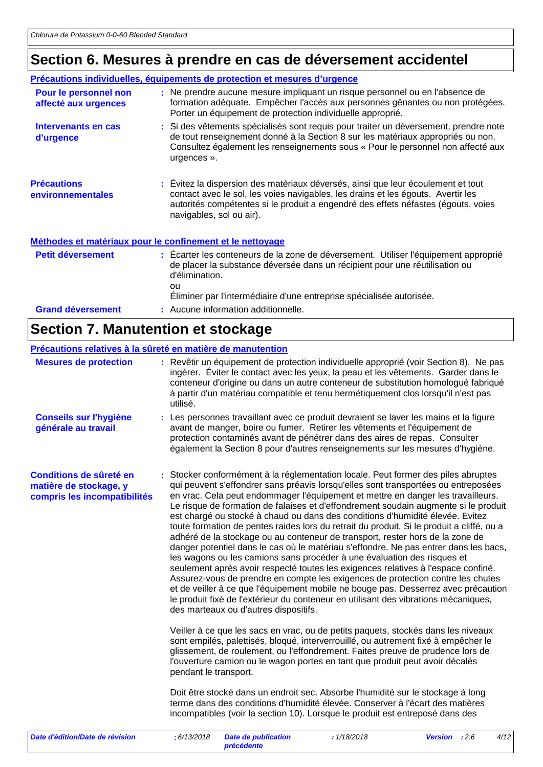## Section 6. Mesures à prendre en cas de déversement accidentel

### Précautions individuelles, équipements de protection et mesures d'urgence

**Pour le personnel non affecté aux urgences** : Ne prendre aucune mesure impliquant un risque personnel ou en l'absence de formation adéquate. Empêcher l'accès aux personnes gênantes ou non protégées. Porter un équipement de protection individuelle approprié.

**Intervenants en cas d'urgence** : Si des vêtements spécialisés sont requis pour traiter un déversement, prendre note de tout renseignement donné à la Section 8 sur les matériaux appropriés ou non. Consultez également les renseignements sous « Pour le personnel non affecté aux urgences ».

**Précautions environnementales** : Évitez la dispersion des matériaux déversés, ainsi que leur écoulement et tout contact avec le sol, les voies navigables, les drains et les égouts. Avertir les autorités compétentes si le produit a engendré des effets néfastes (égouts, voies navigables, sol ou air).

### Méthodes et matériaux pour le confinement et le nettoyage

**Petit déversement** : Écarter les conteneurs de la zone de déversement. Utiliser l'équipement approprié de placer la substance déversée dans un récipient pour une réutilisation ou d'élimination.
ou
Éliminer par l'intermédiaire d'une entreprise spécialisée autorisée.

**Grand déversement** : Aucune information additionnelle.

## Section 7. Manutention et stockage

### Précautions relatives à la sûreté en matière de manutention

**Mesures de protection** : Revêtir un équipement de protection individuelle approprié (voir Section 8). Ne pas ingérer. Éviter le contact avec les yeux, la peau et les vêtements. Garder dans le conteneur d'origine ou dans un autre conteneur de substitution homologué fabriqué à partir d'un matériau compatible et tenu hermétiquement clos lorsqu'il n'est pas utilisé.

**Conseils sur l'hygiène générale au travail** : Les personnes travaillant avec ce produit devraient se laver les mains et la figure avant de manger, boire ou fumer. Retirer les vêtements et l'équipement de protection contaminés avant de pénétrer dans des aires de repas. Consulter également la Section 8 pour d'autres renseignements sur les mesures d'hygiène.

**Conditions de sûreté en matière de stockage, y compris les incompatibilités** : Stocker conformément à la réglementation locale. Peut former des piles abruptes qui peuvent s'effondrer sans préavis lorsqu'elles sont transportées ou entreposées en vrac. Cela peut endommager l'équipement et mettre en danger les travailleurs. Le risque de formation de falaises et d'effondrement soudain augmente si le produit est chargé ou stocké à chaud ou dans des conditions d'humidité élevée. Evitez toute formation de pentes raides lors du retrait du produit. Si le produit a cliffé, ou a adhéré de la stockage ou au conteneur de transport, rester hors de la zone de danger potentiel dans le cas où le matériau s'effondre. Ne pas entrer dans les bacs, les wagons ou les camions sans procéder à une évaluation des risques et seulement après avoir respecté toutes les exigences relatives à l'espace confiné. Assurez-vous de prendre en compte les exigences de protection contre les chutes et de veiller à ce que l'équipement mobile ne bouge pas. Desserrez avec précaution le produit fixé de l'extérieur du conteneur en utilisant des vibrations mécaniques, des marteaux ou d'autres dispositifs.

Veiller à ce que les sacs en vrac, ou de petits paquets, stockés dans les niveaux sont empilés, palettisés, bloqué, interverrouillé, ou autrement fixé à empêcher le glissement, de roulement, ou l'effondrement. Faites preuve de prudence lors de l'ouverture camion ou le wagon portes en tant que produit peut avoir décalés pendant le transport.

Doit être stocké dans un endroit sec. Absorbe l'humidité sur le stockage à long terme dans des conditions d'humidité élevée. Conserver à l'écart des matières incompatibles (voir la section 10). Lorsque le produit est entreposé dans des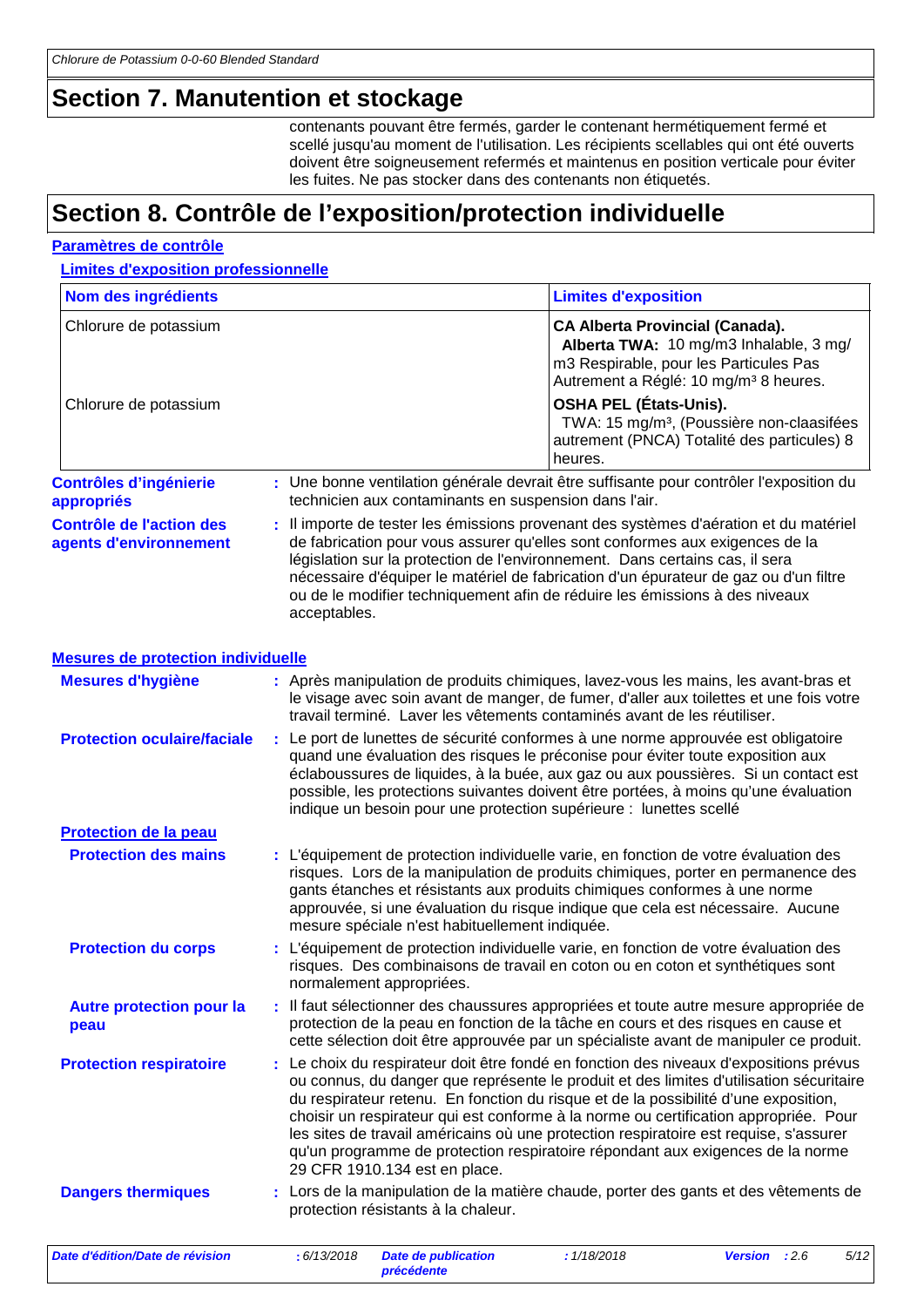## Section 7. Manutention et stockage

contenants pouvant être fermés, garder le contenant hermétiquement fermé et scellé jusqu'au moment de l'utilisation. Les récipients scellables qui ont été ouverts doivent être soigneusement refermés et maintenus en position verticale pour éviter les fuites. Ne pas stocker dans des contenants non étiquetés.

## Section 8. Contrôle de l'exposition/protection individuelle

### Paramètres de contrôle

#### Limites d'exposition professionnelle

| Nom des ingrédients | Limites d'exposition |
|---|---|
| Chlorure de potassium | **CA Alberta Provincial (Canada).** **Alberta TWA:** 10 mg/m3 Inhalable, 3 mg/m3 Respirable, pour les Particules Pas Autrement a Réglé: 10 mg/m³ 8 heures. |
| Chlorure de potassium | **OSHA PEL (États-Unis).** TWA: 15 mg/m³, (Poussière non-claasifées autrement (PNCA) Totalité des particules) 8 heures. |

**Contrôles d'ingénierie appropriés** : Une bonne ventilation générale devrait être suffisante pour contrôler l'exposition du technicien aux contaminants en suspension dans l'air.

**Contrôle de l'action des agents d'environnement** : Il importe de tester les émissions provenant des systèmes d'aération et du matériel de fabrication pour vous assurer qu'elles sont conformes aux exigences de la législation sur la protection de l'environnement. Dans certains cas, il sera nécessaire d'équiper le matériel de fabrication d'un épurateur de gaz ou d'un filtre ou de le modifier techniquement afin de réduire les émissions à des niveaux acceptables.

### Mesures de protection individuelle

**Mesures d'hygiène** : Après manipulation de produits chimiques, lavez-vous les mains, les avant-bras et le visage avec soin avant de manger, de fumer, d'aller aux toilettes et une fois votre travail terminé. Laver les vêtements contaminés avant de les réutiliser.

**Protection oculaire/faciale** : Le port de lunettes de sécurité conformes à une norme approuvée est obligatoire quand une évaluation des risques le préconise pour éviter toute exposition aux éclaboussures de liquides, à la buée, aux gaz ou aux poussières. Si un contact est possible, les protections suivantes doivent être portées, à moins qu'une évaluation indique un besoin pour une protection supérieure : lunettes scellé

#### Protection de la peau

**Protection des mains** : L'équipement de protection individuelle varie, en fonction de votre évaluation des risques. Lors de la manipulation de produits chimiques, porter en permanence des gants étanches et résistants aux produits chimiques conformes à une norme approuvée, si une évaluation du risque indique que cela est nécessaire. Aucune mesure spéciale n'est habituellement indiquée.

**Protection du corps** : L'équipement de protection individuelle varie, en fonction de votre évaluation des risques. Des combinaisons de travail en coton ou en coton et synthétiques sont normalement appropriées.

**Autre protection pour la peau** : Il faut sélectionner des chaussures appropriées et toute autre mesure appropriée de protection de la peau en fonction de la tâche en cours et des risques en cause et cette sélection doit être approuvée par un spécialiste avant de manipuler ce produit.

**Protection respiratoire** : Le choix du respirateur doit être fondé en fonction des niveaux d'expositions prévus ou connus, du danger que représente le produit et des limites d'utilisation sécuritaire du respirateur retenu. En fonction du risque et de la possibilité d'une exposition, choisir un respirateur qui est conforme à la norme ou certification appropriée. Pour les sites de travail américains où une protection respiratoire est requise, s'assurer qu'un programme de protection respiratoire répondant aux exigences de la norme 29 CFR 1910.134 est en place.

**Dangers thermiques** : Lors de la manipulation de la matière chaude, porter des gants et des vêtements de protection résistants à la chaleur.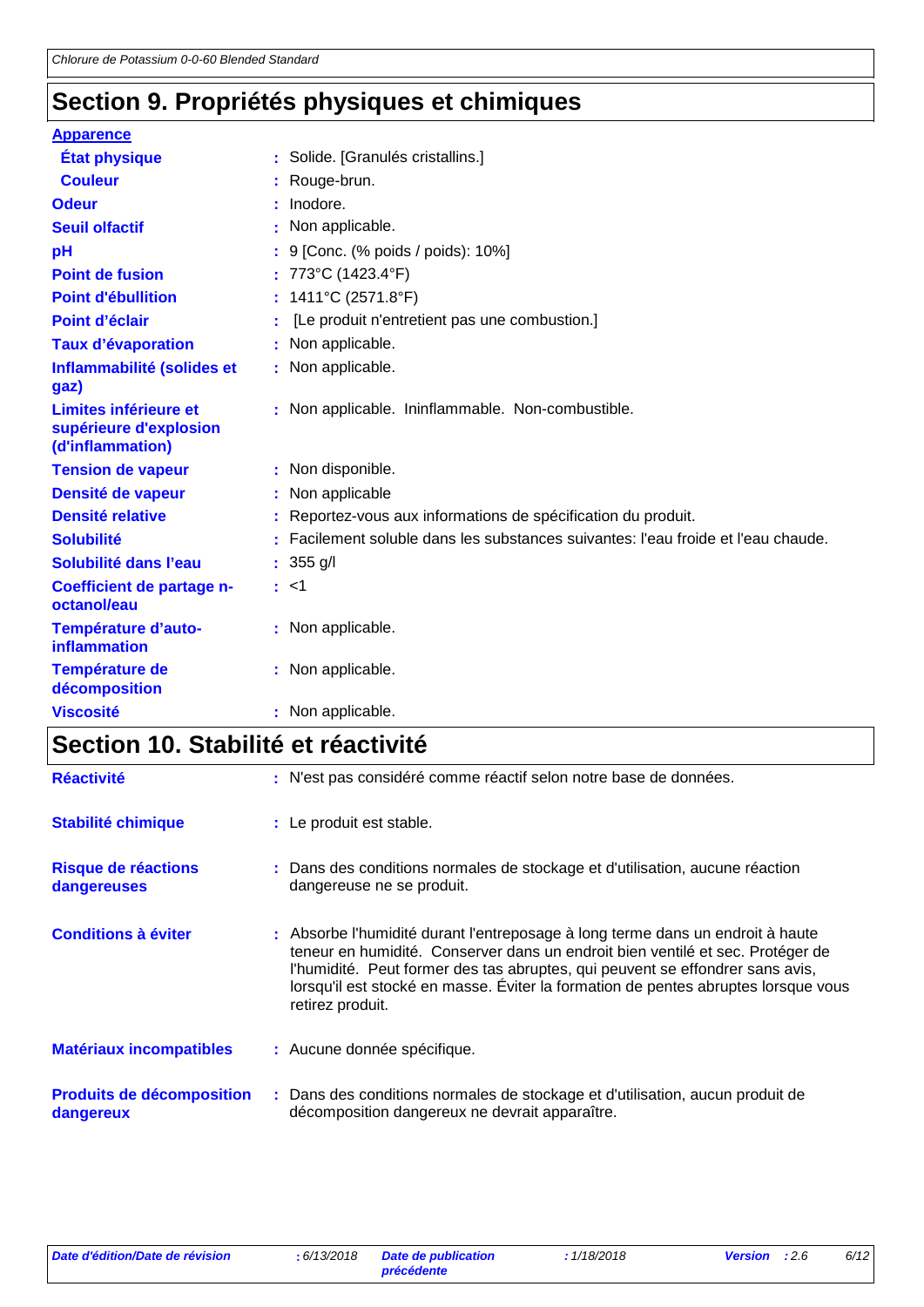## Section 9. Propriétés physiques et chimiques

| | |
|---|---|
| **Apparence** | |
| **État physique** | : Solide. [Granulés cristallins.] |
| **Couleur** | : Rouge-brun. |
| **Odeur** | : Inodore. |
| **Seuil olfactif** | : Non applicable. |
| **pH** | : 9 [Conc. (% poids / poids): 10%] |
| **Point de fusion** | : 773°C (1423.4°F) |
| **Point d'ébullition** | : 1411°C (2571.8°F) |
| **Point d'éclair** | : [Le produit n'entretient pas une combustion.] |
| **Taux d'évaporation** | : Non applicable. |
| **Inflammabilité (solides et gaz)** | : Non applicable. |
| **Limites inférieure et supérieure d'explosion (d'inflammation)** | : Non applicable. Ininflammable. Non-combustible. |
| **Tension de vapeur** | : Non disponible. |
| **Densité de vapeur** | : Non applicable |
| **Densité relative** | : Reportez-vous aux informations de spécification du produit. |
| **Solubilité** | : Facilement soluble dans les substances suivantes: l'eau froide et l'eau chaude. |
| **Solubilité dans l'eau** | : 355 g/l |
| **Coefficient de partage n-octanol/eau** | : <1 |
| **Température d'auto-inflammation** | : Non applicable. |
| **Température de décomposition** | : Non applicable. |
| **Viscosité** | : Non applicable. |

## Section 10. Stabilité et réactivité

| | |
|---|---|
| **Réactivité** | : N'est pas considéré comme réactif selon notre base de données. |
| **Stabilité chimique** | : Le produit est stable. |
| **Risque de réactions dangereuses** | : Dans des conditions normales de stockage et d'utilisation, aucune réaction dangereuse ne se produit. |
| **Conditions à éviter** | : Absorbe l'humidité durant l'entreposage à long terme dans un endroit à haute teneur en humidité. Conserver dans un endroit bien ventilé et sec. Protéger de l'humidité. Peut former des tas abruptes, qui peuvent se effondrer sans avis, lorsqu'il est stocké en masse. Éviter la formation de pentes abruptes lorsque vous retirez produit. |
| **Matériaux incompatibles** | : Aucune donnée spécifique. |
| **Produits de décomposition dangereux** | : Dans des conditions normales de stockage et d'utilisation, aucun produit de décomposition dangereux ne devrait apparaître. |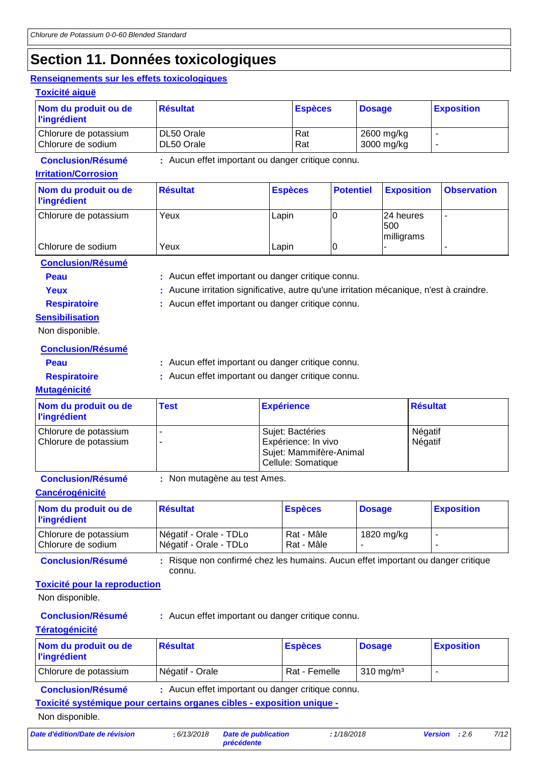# Section 11. Données toxicologiques

## Renseignements sur les effets toxicologiques

### Toxicité aiguë

| Nom du produit ou de l'ingrédient | Résultat | Espèces | Dosage | Exposition |
|---|---|---|---|---|
| Chlorure de potassium | DL50 Orale | Rat | 2600 mg/kg | - |
| Chlorure de sodium | DL50 Orale | Rat | 3000 mg/kg | - |

**Conclusion/Résumé** : Aucun effet important ou danger critique connu.

### Irritation/Corrosion

| Nom du produit ou de l'ingrédient | Résultat | Espèces | Potentiel | Exposition | Observation |
|---|---|---|---|---|---|
| Chlorure de potassium | Yeux | Lapin | 0 | 24 heures 500 milligrams | - |
| Chlorure de sodium | Yeux | Lapin | 0 | - | - |

**Conclusion/Résumé**

**Peau** : Aucun effet important ou danger critique connu.

**Yeux** : Aucune irritation significative, autre qu'une irritation mécanique, n'est à craindre.

**Respiratoire** : Aucun effet important ou danger critique connu.

### Sensibilisation

Non disponible.

**Conclusion/Résumé**

**Peau** : Aucun effet important ou danger critique connu.

**Respiratoire** : Aucun effet important ou danger critique connu.

### Mutagénicité

| Nom du produit ou de l'ingrédient | Test | Expérience | Résultat |
|---|---|---|---|
| Chlorure de potassium | - | Sujet: Bactéries | Négatif |
| Chlorure de potassium | - | Expérience: In vivo<br>Sujet: Mammifère-Animal<br>Cellule: Somatique | Négatif |

**Conclusion/Résumé** : Non mutagène au test Ames.

### Cancérogénicité

| Nom du produit ou de l'ingrédient | Résultat | Espèces | Dosage | Exposition |
|---|---|---|---|---|
| Chlorure de potassium | Négatif - Orale - TDLo | Rat - Mâle | 1820 mg/kg | - |
| Chlorure de sodium | Négatif - Orale - TDLo | Rat - Mâle | - | - |

**Conclusion/Résumé** : Risque non confirmé chez les humains. Aucun effet important ou danger critique connu.

### Toxicité pour la reproduction

Non disponible.

**Conclusion/Résumé** : Aucun effet important ou danger critique connu.

### Tératogénicité

| Nom du produit ou de l'ingrédient | Résultat | Espèces | Dosage | Exposition |
|---|---|---|---|---|
| Chlorure de potassium | Négatif - Orale | Rat - Femelle | 310 mg/m³ | - |

**Conclusion/Résumé** : Aucun effet important ou danger critique connu.

### Toxicité systémique pour certains organes cibles - exposition unique -

Non disponible.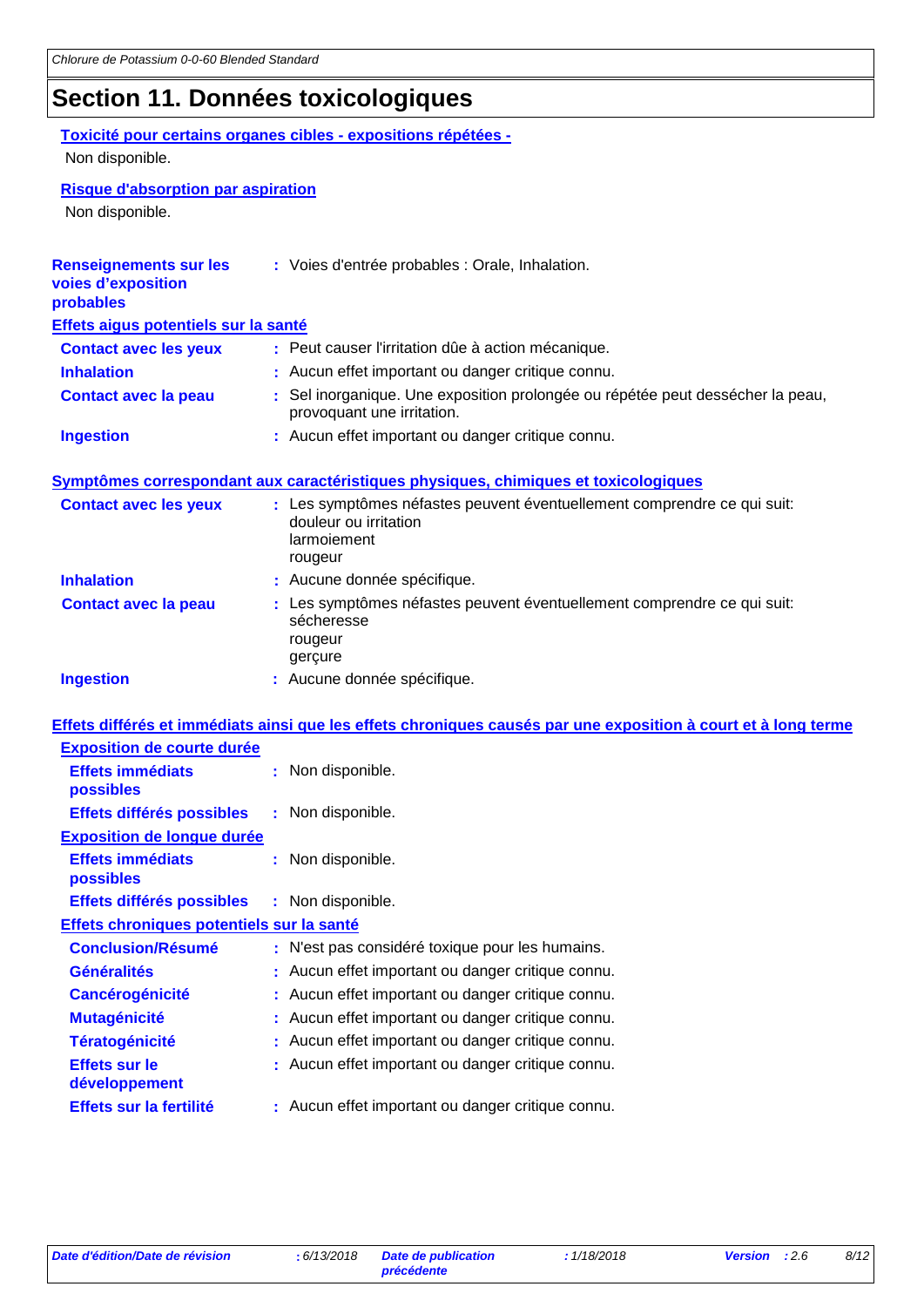# Section 11. Données toxicologiques

**Toxicité pour certains organes cibles - expositions répétées -**

Non disponible.

**Risque d'absorption par aspiration**

Non disponible.

**Renseignements sur les voies d'exposition probables** : Voies d'entrée probables : Orale, Inhalation.

**Effets aigus potentiels sur la santé**

| | |
|---|---|
| **Contact avec les yeux** | : Peut causer l'irritation dûe à action mécanique. |
| **Inhalation** | : Aucun effet important ou danger critique connu. |
| **Contact avec la peau** | : Sel inorganique. Une exposition prolongée ou répétée peut dessécher la peau, provoquant une irritation. |
| **Ingestion** | : Aucun effet important ou danger critique connu. |

**Symptômes correspondant aux caractéristiques physiques, chimiques et toxicologiques**

| | |
|---|---|
| **Contact avec les yeux** | : Les symptômes néfastes peuvent éventuellement comprendre ce qui suit: douleur ou irritation larmoiement rougeur |
| **Inhalation** | : Aucune donnée spécifique. |
| **Contact avec la peau** | : Les symptômes néfastes peuvent éventuellement comprendre ce qui suit: sécheresse rougeur gerçure |
| **Ingestion** | : Aucune donnée spécifique. |

**Effets différés et immédiats ainsi que les effets chroniques causés par une exposition à court et à long terme**

**Exposition de courte durée**

| | |
|---|---|
| **Effets immédiats possibles** | : Non disponible. |
| **Effets différés possibles** | : Non disponible. |

**Exposition de longue durée**

| | |
|---|---|
| **Effets immédiats possibles** | : Non disponible. |
| **Effets différés possibles** | : Non disponible. |

**Effets chroniques potentiels sur la santé**

| | |
|---|---|
| **Conclusion/Résumé** | : N'est pas considéré toxique pour les humains. |
| **Généralités** | : Aucun effet important ou danger critique connu. |
| **Cancérogénicité** | : Aucun effet important ou danger critique connu. |
| **Mutagénicité** | : Aucun effet important ou danger critique connu. |
| **Tératogénicité** | : Aucun effet important ou danger critique connu. |
| **Effets sur le développement** | : Aucun effet important ou danger critique connu. |
| **Effets sur la fertilité** | : Aucun effet important ou danger critique connu. |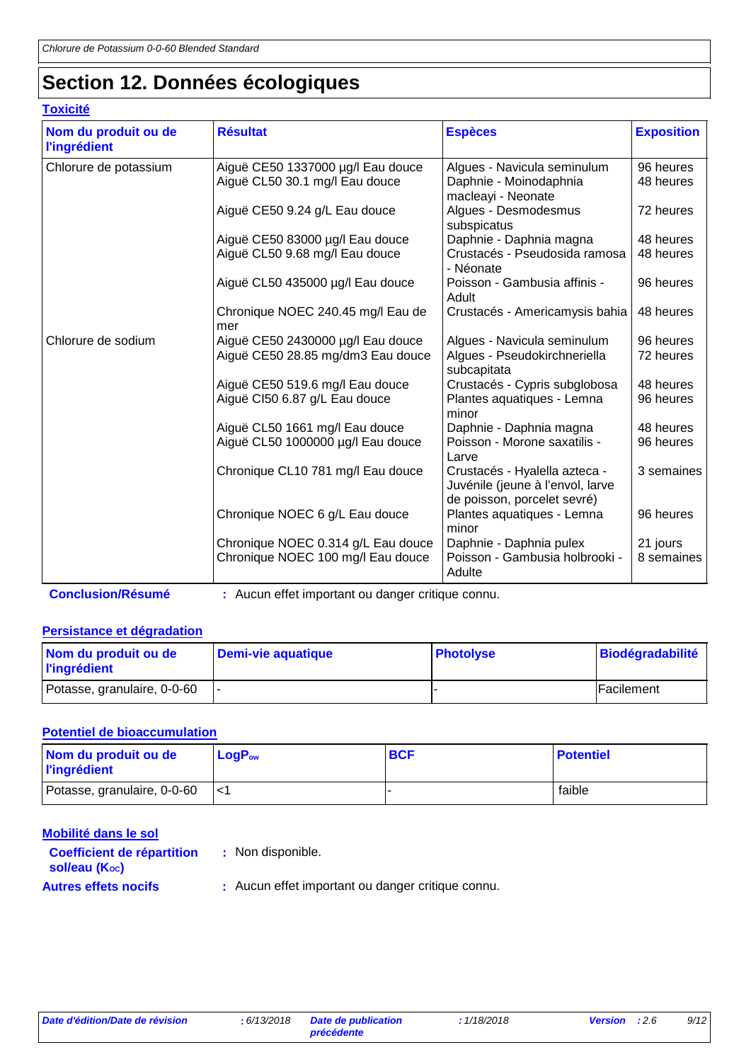# Section 12. Données écologiques

## Toxicité

| Nom du produit ou de l'ingrédient | Résultat | Espèces | Exposition |
|---|---|---|---|
| Chlorure de potassium | Aiguë CE50 1337000 µg/l Eau douce | Algues - Navicula seminulum | 96 heures |
| | Aiguë CL50 30.1 mg/l Eau douce | Daphnie - Moinodaphnia macleayi - Neonate | 48 heures |
| | Aiguë CE50 9.24 g/L Eau douce | Algues - Desmodesmus subspicatus | 72 heures |
| | Aiguë CE50 83000 µg/l Eau douce | Daphnie - Daphnia magna | 48 heures |
| | Aiguë CL50 9.68 mg/l Eau douce | Crustacés - Pseudosida ramosa - Néonate | 48 heures |
| | Aiguë CL50 435000 µg/l Eau douce | Poisson - Gambusia affinis - Adult | 96 heures |
| | Chronique NOEC 240.45 mg/l Eau de mer | Crustacés - Americamysis bahia | 48 heures |
| Chlorure de sodium | Aiguë CE50 2430000 µg/l Eau douce | Algues - Navicula seminulum | 96 heures |
| | Aiguë CE50 28.85 mg/dm3 Eau douce | Algues - Pseudokirchneriella subcapitata | 72 heures |
| | Aiguë CE50 519.6 mg/l Eau douce | Crustacés - Cypris subglobosa | 48 heures |
| | Aiguë CI50 6.87 g/L Eau douce | Plantes aquatiques - Lemna minor | 96 heures |
| | Aiguë CL50 1661 mg/l Eau douce | Daphnie - Daphnia magna | 48 heures |
| | Aiguë CL50 1000000 µg/l Eau douce | Poisson - Morone saxatilis - Larve | 96 heures |
| | Chronique CL10 781 mg/l Eau douce | Crustacés - Hyalella azteca - Juvénile (jeune à l'envol, larve de poisson, porcelet sevré) | 3 semaines |
| | Chronique NOEC 6 g/L Eau douce | Plantes aquatiques - Lemna minor | 96 heures |
| | Chronique NOEC 0.314 g/L Eau douce | Daphnie - Daphnia pulex | 21 jours |
| | Chronique NOEC 100 mg/l Eau douce | Poisson - Gambusia holbrooki - Adulte | 8 semaines |

**Conclusion/Résumé** : Aucun effet important ou danger critique connu.

## Persistance et dégradation

| Nom du produit ou de l'ingrédient | Demi-vie aquatique | Photolyse | Biodégradabilité |
|---|---|---|---|
| Potasse, granulaire, 0-0-60 | - | - | Facilement |

## Potentiel de bioaccumulation

| Nom du produit ou de l'ingrédient | $LogP_{ow}$ | BCF | Potentiel |
|---|---|---|---|
| Potasse, granulaire, 0-0-60 | <1 | - | faible |

## Mobilité dans le sol

**Coefficient de répartition sol/eau ($K_{OC}$)** : Non disponible.

**Autres effets nocifs** : Aucun effet important ou danger critique connu.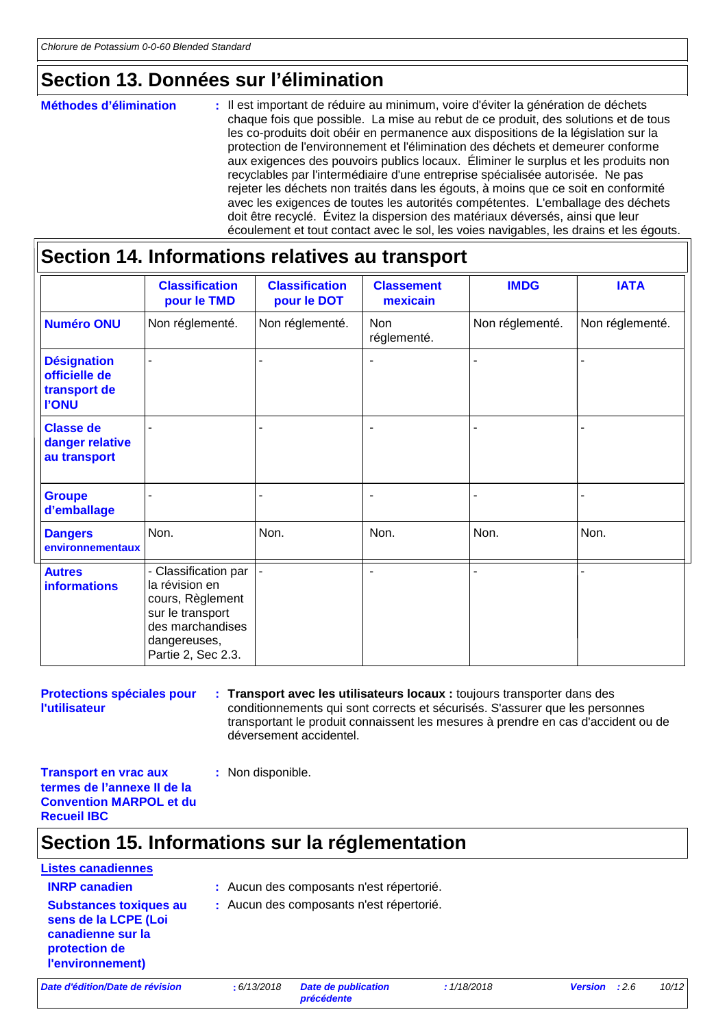## Section 13. Données sur l'élimination

**Méthodes d'élimination** : Il est important de réduire au minimum, voire d'éviter la génération de déchets chaque fois que possible. La mise au rebut de ce produit, des solutions et de tous les co-produits doit obéir en permanence aux dispositions de la législation sur la protection de l'environnement et l'élimination des déchets et demeurer conforme aux exigences des pouvoirs publics locaux. Éliminer le surplus et les produits non recyclables par l'intermédiaire d'une entreprise spécialisée autorisée. Ne pas rejeter les déchets non traités dans les égouts, à moins que ce soit en conformité avec les exigences de toutes les autorités compétentes. L'emballage des déchets doit être recyclé. Évitez la dispersion des matériaux déversés, ainsi que leur écoulement et tout contact avec le sol, les voies navigables, les drains et les égouts.

## Section 14. Informations relatives au transport

| | Classification pour le TMD | Classification pour le DOT | Classement mexicain | IMDG | IATA |
|---|---|---|---|---|---|
| **Numéro ONU** | Non réglementé. | Non réglementé. | Non réglementé. | Non réglementé. | Non réglementé. |
| **Désignation officielle de transport de l'ONU** | - | - | - | - | - |
| **Classe de danger relative au transport** | - | - | - | - | - |
| **Groupe d'emballage** | - | - | - | - | - |
| **Dangers environnementaux** | Non. | Non. | Non. | Non. | Non. |
| **Autres informations** | - Classification par la révision en cours, Règlement sur le transport des marchandises dangereuses, Partie 2, Sec 2.3. | - | - | - | - |

**Protections spéciales pour l'utilisateur** : **Transport avec les utilisateurs locaux :** toujours transporter dans des conditionnements qui sont corrects et sécurisés. S'assurer que les personnes transportant le produit connaissent les mesures à prendre en cas d'accident ou de déversement accidentel.

**Transport en vrac aux termes de l'annexe II de la Convention MARPOL et du Recueil IBC** : Non disponible.

## Section 15. Informations sur la réglementation

**Listes canadiennes**

**INRP canadien** : Aucun des composants n'est répertorié.

**Substances toxiques au sens de la LCPE (Loi canadienne sur la protection de l'environnement)** : Aucun des composants n'est répertorié.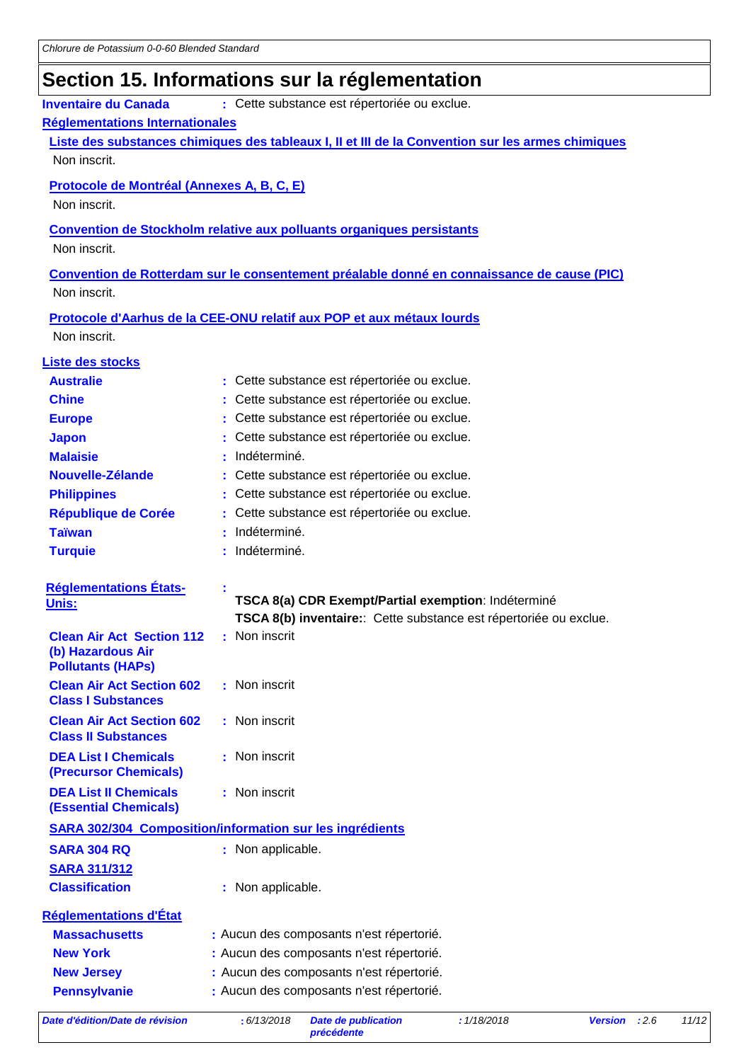## Section 15. Informations sur la réglementation

**Inventaire du Canada** : Cette substance est répertoriée ou exclue.

**Réglementations Internationales**

**Liste des substances chimiques des tableaux I, II et III de la Convention sur les armes chimiques**

Non inscrit.

**Protocole de Montréal (Annexes A, B, C, E)**

Non inscrit.

**Convention de Stockholm relative aux polluants organiques persistants**

Non inscrit.

**Convention de Rotterdam sur le consentement préalable donné en connaissance de cause (PIC)**

Non inscrit.

**Protocole d'Aarhus de la CEE-ONU relatif aux POP et aux métaux lourds**

Non inscrit.

**Liste des stocks**

| | |
|---|---|
| **Australie** | : Cette substance est répertoriée ou exclue. |
| **Chine** | : Cette substance est répertoriée ou exclue. |
| **Europe** | : Cette substance est répertoriée ou exclue. |
| **Japon** | : Cette substance est répertoriée ou exclue. |
| **Malaisie** | : Indéterminé. |
| **Nouvelle-Zélande** | : Cette substance est répertoriée ou exclue. |
| **Philippines** | : Cette substance est répertoriée ou exclue. |
| **République de Corée** | : Cette substance est répertoriée ou exclue. |
| **Taïwan** | : Indéterminé. |
| **Turquie** | : Indéterminé. |

**Réglementations États-Unis:** :

**TSCA 8(a) CDR Exempt/Partial exemption**: Indéterminé
**TSCA 8(b) inventaire:**: Cette substance est répertoriée ou exclue.

| | |
|---|---|
| **Clean Air Act Section 112 (b) Hazardous Air Pollutants (HAPs)** | : Non inscrit |
| **Clean Air Act Section 602 Class I Substances** | : Non inscrit |
| **Clean Air Act Section 602 Class II Substances** | : Non inscrit |
| **DEA List I Chemicals (Precursor Chemicals)** | : Non inscrit |
| **DEA List II Chemicals (Essential Chemicals)** | : Non inscrit |

**SARA 302/304 Composition/information sur les ingrédients**

| | |
|---|---|
| **SARA 304 RQ** | : Non applicable. |
| **SARA 311/312 Classification** | : Non applicable. |

**Réglementations d'État**

| | |
|---|---|
| **Massachusetts** | : Aucun des composants n'est répertorié. |
| **New York** | : Aucun des composants n'est répertorié. |
| **New Jersey** | : Aucun des composants n'est répertorié. |
| **Pennsylvanie** | : Aucun des composants n'est répertorié. |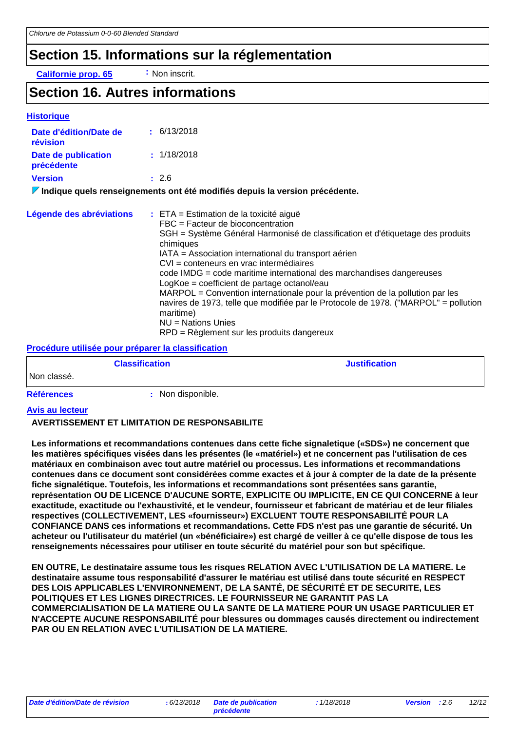## Section 15. Informations sur la réglementation

**Californie prop. 65** : Non inscrit.

## Section 16. Autres informations

**Historique**

**Date d'édition/Date de révision** : 6/13/2018

**Date de publication précédente** : 1/18/2018

**Version** : 2.6

**Indique quels renseignements ont été modifiés depuis la version précédente.**

**Légende des abréviations** :
ETA = Estimation de la toxicité aiguë
FBC = Facteur de bioconcentration
SGH = Système Général Harmonisé de classification et d'étiquetage des produits chimiques
IATA = Association international du transport aérien
CVI = conteneurs en vrac intermédiaires
code IMDG = code maritime international des marchandises dangereuses
LogKoe = coefficient de partage octanol/eau
MARPOL = Convention internationale pour la prévention de la pollution par les navires de 1973, telle que modifiée par le Protocole de 1978. ("MARPOL" = pollution maritime)
NU = Nations Unies
RPD = Règlement sur les produits dangereux

**Procédure utilisée pour préparer la classification**

| Classification | Justification |
|---|---|
| Non classé. | |

**Références** : Non disponible.

**Avis au lecteur**

**AVERTISSEMENT ET LIMITATION DE RESPONSABILITE**

**Les informations et recommandations contenues dans cette fiche signaletique («SDS») ne concernent que les matières spécifiques visées dans les présentes (le «matériel») et ne concernent pas l'utilisation de ces matériaux en combinaison avec tout autre matériel ou processus. Les informations et recommandations contenues dans ce document sont considérées comme exactes et à jour à compter de la date de la présente fiche signalétique. Toutefois, les informations et recommandations sont présentées sans garantie, représentation OU DE LICENCE D'AUCUNE SORTE, EXPLICITE OU IMPLICITE, EN CE QUI CONCERNE à leur exactitude, exactitude ou l'exhaustivité, et le vendeur, fournisseur et fabricant de matériau et de leur filiales respectives (COLLECTIVEMENT, LES «fournisseur») EXCLUENT TOUTE RESPONSABILITÉ POUR LA CONFIANCE DANS ces informations et recommandations. Cette FDS n'est pas une garantie de sécurité. Un acheteur ou l'utilisateur du matériel (un «bénéficiaire») est chargé de veiller à ce qu'elle dispose de tous les renseignements nécessaires pour utiliser en toute sécurité du matériel pour son but spécifique.**

**EN OUTRE, Le destinataire assume tous les risques RELATION AVEC L'UTILISATION DE LA MATIERE. Le destinataire assume tous responsabilité d'assurer le matériau est utilisé dans toute sécurité en RESPECT DES LOIS APPLICABLES L'ENVIRONNEMENT, DE LA SANTÉ, DE SÉCURITÉ ET DE SECURITE, LES POLITIQUES ET LES LIGNES DIRECTRICES. LE FOURNISSEUR NE GARANTIT PAS LA COMMERCIALISATION DE LA MATIERE OU LA SANTE DE LA MATIERE POUR UN USAGE PARTICULIER ET N'ACCEPTE AUCUNE RESPONSABILITÉ pour blessures ou dommages causés directement ou indirectement PAR OU EN RELATION AVEC L'UTILISATION DE LA MATIERE.**